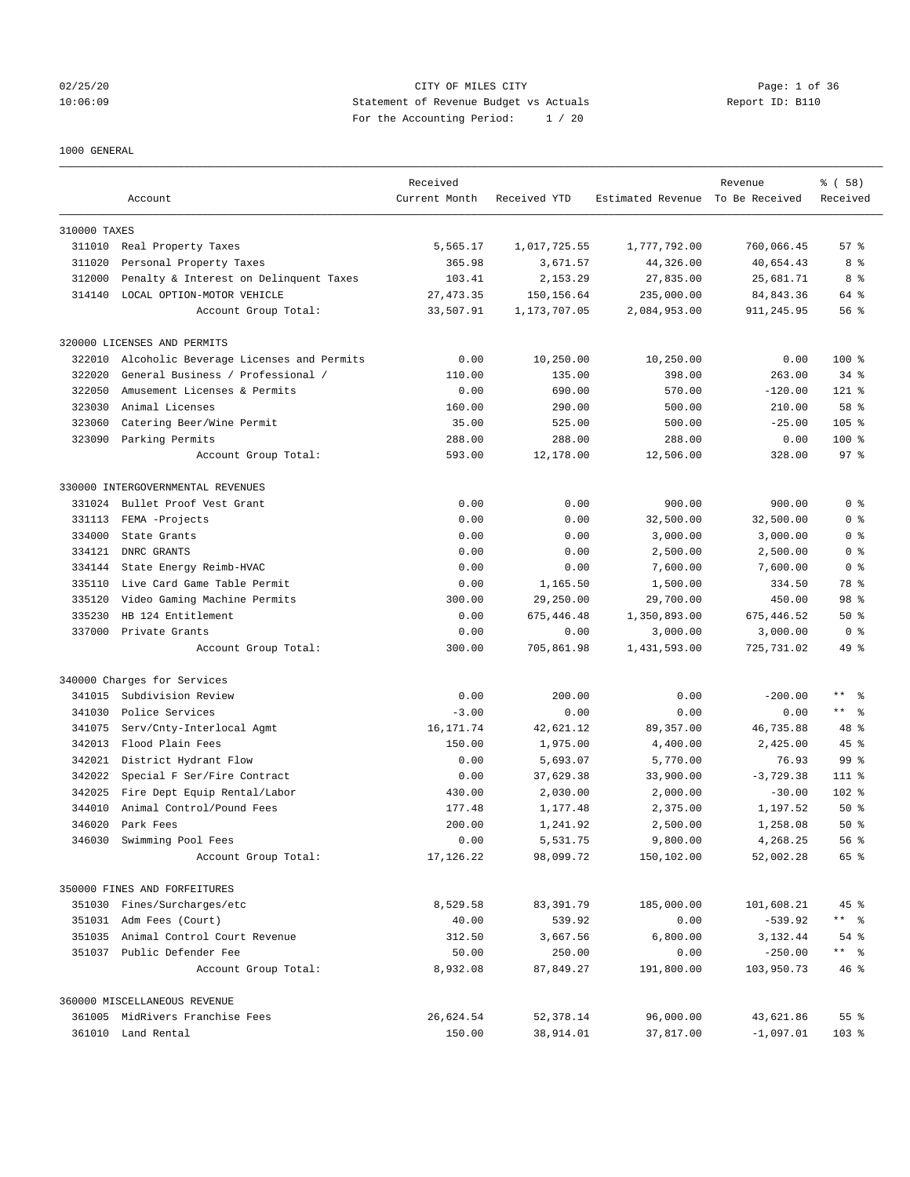02/25/20 CITY OF MILES CITY
10:06:09 Statement of Revenue Budget vs Actuals Report ID: B110
For the Accounting Period: 1 / 20

1000 GENERAL

| | Account | Received Current Month | Received YTD | Estimated Revenue | Revenue To Be Received | % ( 58) Received |
|---|---|---|---|---|---|---|
| 310000 TAXES | | | | | | |
| 311010 | Real Property Taxes | 5,565.17 | 1,017,725.55 | 1,777,792.00 | 760,066.45 | 57 % |
| 311020 | Personal Property Taxes | 365.98 | 3,671.57 | 44,326.00 | 40,654.43 | 8 % |
| 312000 | Penalty & Interest on Delinquent Taxes | 103.41 | 2,153.29 | 27,835.00 | 25,681.71 | 8 % |
| 314140 | LOCAL OPTION-MOTOR VEHICLE | 27,473.35 | 150,156.64 | 235,000.00 | 84,843.36 | 64 % |
| | Account Group Total: | 33,507.91 | 1,173,707.05 | 2,084,953.00 | 911,245.95 | 56 % |
| 320000 LICENSES AND PERMITS | | | | | | |
| 322010 | Alcoholic Beverage Licenses and Permits | 0.00 | 10,250.00 | 10,250.00 | 0.00 | 100 % |
| 322020 | General Business / Professional / | 110.00 | 135.00 | 398.00 | 263.00 | 34 % |
| 322050 | Amusement Licenses & Permits | 0.00 | 690.00 | 570.00 | -120.00 | 121 % |
| 323030 | Animal Licenses | 160.00 | 290.00 | 500.00 | 210.00 | 58 % |
| 323060 | Catering Beer/Wine Permit | 35.00 | 525.00 | 500.00 | -25.00 | 105 % |
| 323090 | Parking Permits | 288.00 | 288.00 | 288.00 | 0.00 | 100 % |
| | Account Group Total: | 593.00 | 12,178.00 | 12,506.00 | 328.00 | 97 % |
| 330000 INTERGOVERNMENTAL REVENUES | | | | | | |
| 331024 | Bullet Proof Vest Grant | 0.00 | 0.00 | 900.00 | 900.00 | 0 % |
| 331113 | FEMA -Projects | 0.00 | 0.00 | 32,500.00 | 32,500.00 | 0 % |
| 334000 | State Grants | 0.00 | 0.00 | 3,000.00 | 3,000.00 | 0 % |
| 334121 | DNRC GRANTS | 0.00 | 0.00 | 2,500.00 | 2,500.00 | 0 % |
| 334144 | State Energy Reimb-HVAC | 0.00 | 0.00 | 7,600.00 | 7,600.00 | 0 % |
| 335110 | Live Card Game Table Permit | 0.00 | 1,165.50 | 1,500.00 | 334.50 | 78 % |
| 335120 | Video Gaming Machine Permits | 300.00 | 29,250.00 | 29,700.00 | 450.00 | 98 % |
| 335230 | HB 124 Entitlement | 0.00 | 675,446.48 | 1,350,893.00 | 675,446.52 | 50 % |
| 337000 | Private Grants | 0.00 | 0.00 | 3,000.00 | 3,000.00 | 0 % |
| | Account Group Total: | 300.00 | 705,861.98 | 1,431,593.00 | 725,731.02 | 49 % |
| 340000 Charges for Services | | | | | | |
| 341015 | Subdivision Review | 0.00 | 200.00 | 0.00 | -200.00 | ** % |
| 341030 | Police Services | -3.00 | 0.00 | 0.00 | 0.00 | ** % |
| 341075 | Serv/Cnty-Interlocal Agmt | 16,171.74 | 42,621.12 | 89,357.00 | 46,735.88 | 48 % |
| 342013 | Flood Plain Fees | 150.00 | 1,975.00 | 4,400.00 | 2,425.00 | 45 % |
| 342021 | District Hydrant Flow | 0.00 | 5,693.07 | 5,770.00 | 76.93 | 99 % |
| 342022 | Special F Ser/Fire Contract | 0.00 | 37,629.38 | 33,900.00 | -3,729.38 | 111 % |
| 342025 | Fire Dept Equip Rental/Labor | 430.00 | 2,030.00 | 2,000.00 | -30.00 | 102 % |
| 344010 | Animal Control/Pound Fees | 177.48 | 1,177.48 | 2,375.00 | 1,197.52 | 50 % |
| 346020 | Park Fees | 200.00 | 1,241.92 | 2,500.00 | 1,258.08 | 50 % |
| 346030 | Swimming Pool Fees | 0.00 | 5,531.75 | 9,800.00 | 4,268.25 | 56 % |
| | Account Group Total: | 17,126.22 | 98,099.72 | 150,102.00 | 52,002.28 | 65 % |
| 350000 FINES AND FORFEITURES | | | | | | |
| 351030 | Fines/Surcharges/etc | 8,529.58 | 83,391.79 | 185,000.00 | 101,608.21 | 45 % |
| 351031 | Adm Fees (Court) | 40.00 | 539.92 | 0.00 | -539.92 | ** % |
| 351035 | Animal Control Court Revenue | 312.50 | 3,667.56 | 6,800.00 | 3,132.44 | 54 % |
| 351037 | Public Defender Fee | 50.00 | 250.00 | 0.00 | -250.00 | ** % |
| | Account Group Total: | 8,932.08 | 87,849.27 | 191,800.00 | 103,950.73 | 46 % |
| 360000 MISCELLANEOUS REVENUE | | | | | | |
| 361005 | MidRivers Franchise Fees | 26,624.54 | 52,378.14 | 96,000.00 | 43,621.86 | 55 % |
| 361010 | Land Rental | 150.00 | 38,914.01 | 37,817.00 | -1,097.01 | 103 % |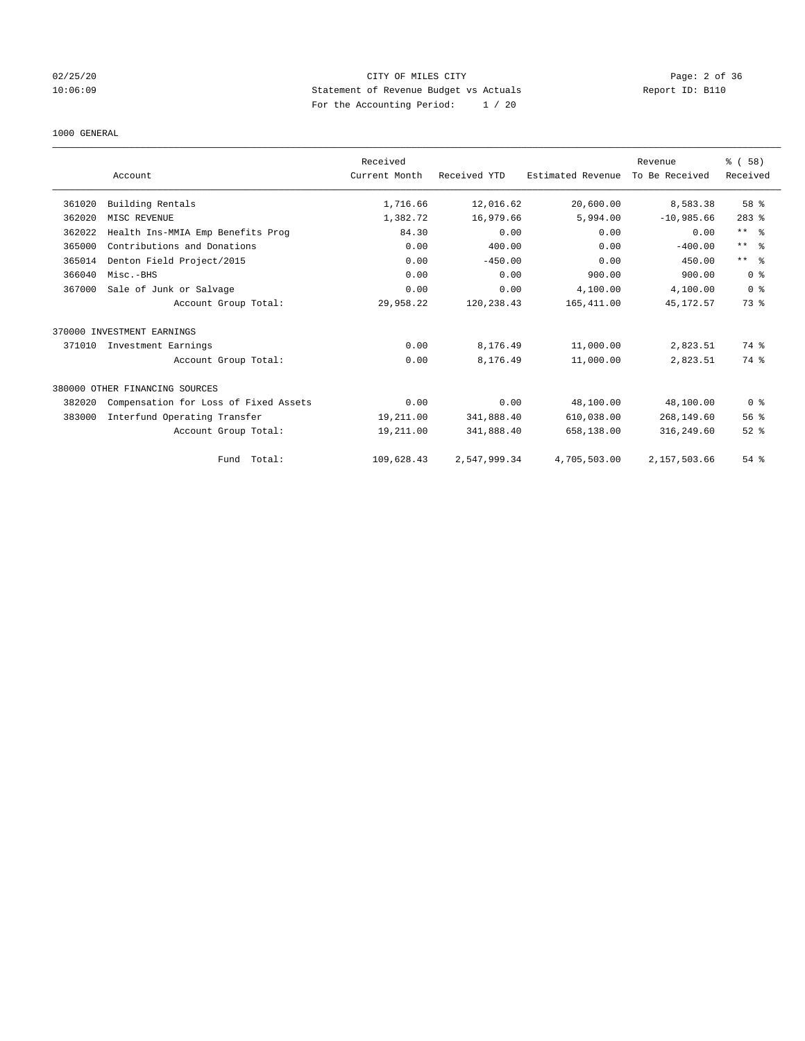CITY OF MILES CITY
Statement of Revenue Budget vs Actuals
For the Accounting Period: 1 / 20

1000 GENERAL

| Account | | Received Current Month | Received YTD | Estimated Revenue | Revenue To Be Received | % ( 58) Received |
|---|---|---|---|---|---|---|
| 361020 | Building Rentals | 1,716.66 | 12,016.62 | 20,600.00 | 8,583.38 | 58 % |
| 362020 | MISC REVENUE | 1,382.72 | 16,979.66 | 5,994.00 | -10,985.66 | 283 % |
| 362022 | Health Ins-MMIA Emp Benefits Prog | 84.30 | 0.00 | 0.00 | 0.00 | ** % |
| 365000 | Contributions and Donations | 0.00 | 400.00 | 0.00 | -400.00 | ** % |
| 365014 | Denton Field Project/2015 | 0.00 | -450.00 | 0.00 | 450.00 | ** % |
| 366040 | Misc.-BHS | 0.00 | 0.00 | 900.00 | 900.00 | 0 % |
| 367000 | Sale of Junk or Salvage | 0.00 | 0.00 | 4,100.00 | 4,100.00 | 0 % |
| | Account Group Total: | 29,958.22 | 120,238.43 | 165,411.00 | 45,172.57 | 73 % |
| 370000 INVESTMENT EARNINGS | | | | | | |
| 371010 | Investment Earnings | 0.00 | 8,176.49 | 11,000.00 | 2,823.51 | 74 % |
| | Account Group Total: | 0.00 | 8,176.49 | 11,000.00 | 2,823.51 | 74 % |
| 380000 OTHER FINANCING SOURCES | | | | | | |
| 382020 | Compensation for Loss of Fixed Assets | 0.00 | 0.00 | 48,100.00 | 48,100.00 | 0 % |
| 383000 | Interfund Operating Transfer | 19,211.00 | 341,888.40 | 610,038.00 | 268,149.60 | 56 % |
| | Account Group Total: | 19,211.00 | 341,888.40 | 658,138.00 | 316,249.60 | 52 % |
| | Fund Total: | 109,628.43 | 2,547,999.34 | 4,705,503.00 | 2,157,503.66 | 54 % |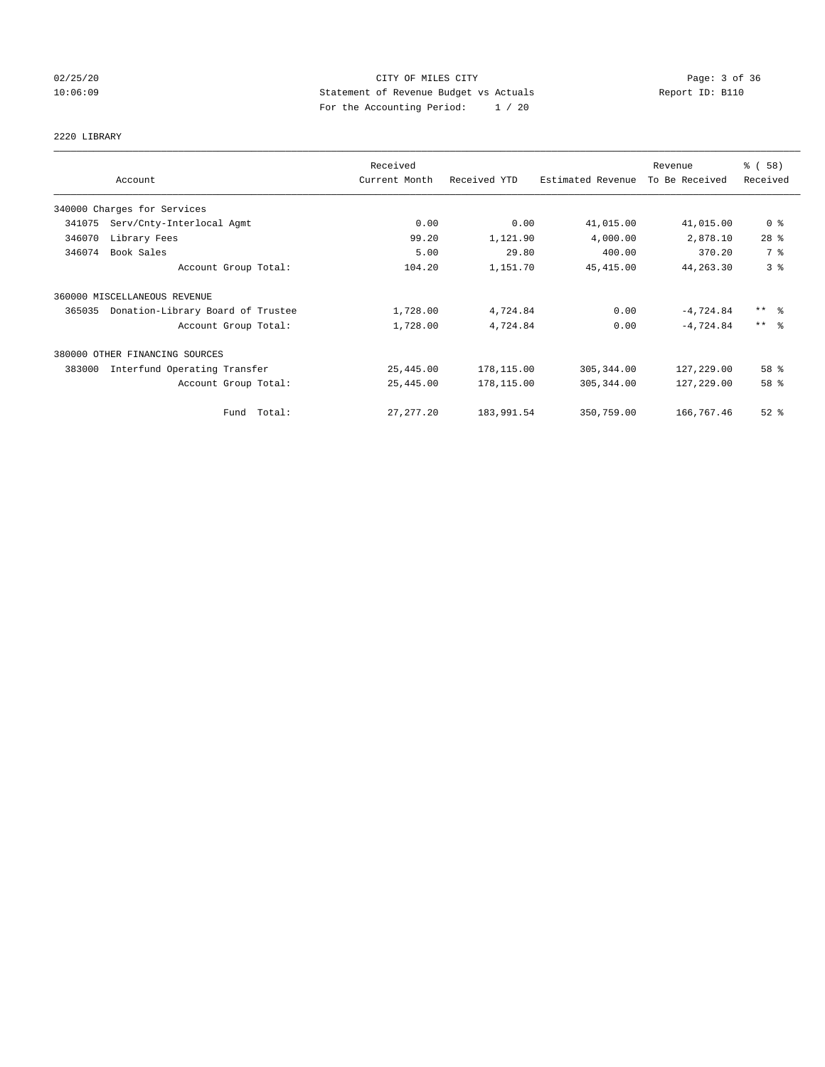CITY OF MILES CITY
Statement of Revenue Budget vs Actuals
For the Accounting Period: 1 / 20

02/25/20
10:06:09

Report ID: B110

2220 LIBRARY

| Account | Received Current Month | Received YTD | Estimated Revenue | Revenue To Be Received | % ( 58) Received |
|---|---|---|---|---|---|
| 340000 Charges for Services | | | | | |
| 341075 Serv/Cnty-Interlocal Agmt | 0.00 | 0.00 | 41,015.00 | 41,015.00 | 0 % |
| 346070 Library Fees | 99.20 | 1,121.90 | 4,000.00 | 2,878.10 | 28 % |
| 346074 Book Sales | 5.00 | 29.80 | 400.00 | 370.20 | 7 % |
| Account Group Total: | 104.20 | 1,151.70 | 45,415.00 | 44,263.30 | 3 % |
| 360000 MISCELLANEOUS REVENUE | | | | | |
| 365035 Donation-Library Board of Trustee | 1,728.00 | 4,724.84 | 0.00 | -4,724.84 | ** % |
| Account Group Total: | 1,728.00 | 4,724.84 | 0.00 | -4,724.84 | ** % |
| 380000 OTHER FINANCING SOURCES | | | | | |
| 383000 Interfund Operating Transfer | 25,445.00 | 178,115.00 | 305,344.00 | 127,229.00 | 58 % |
| Account Group Total: | 25,445.00 | 178,115.00 | 305,344.00 | 127,229.00 | 58 % |
| Fund Total: | 27,277.20 | 183,991.54 | 350,759.00 | 166,767.46 | 52 % |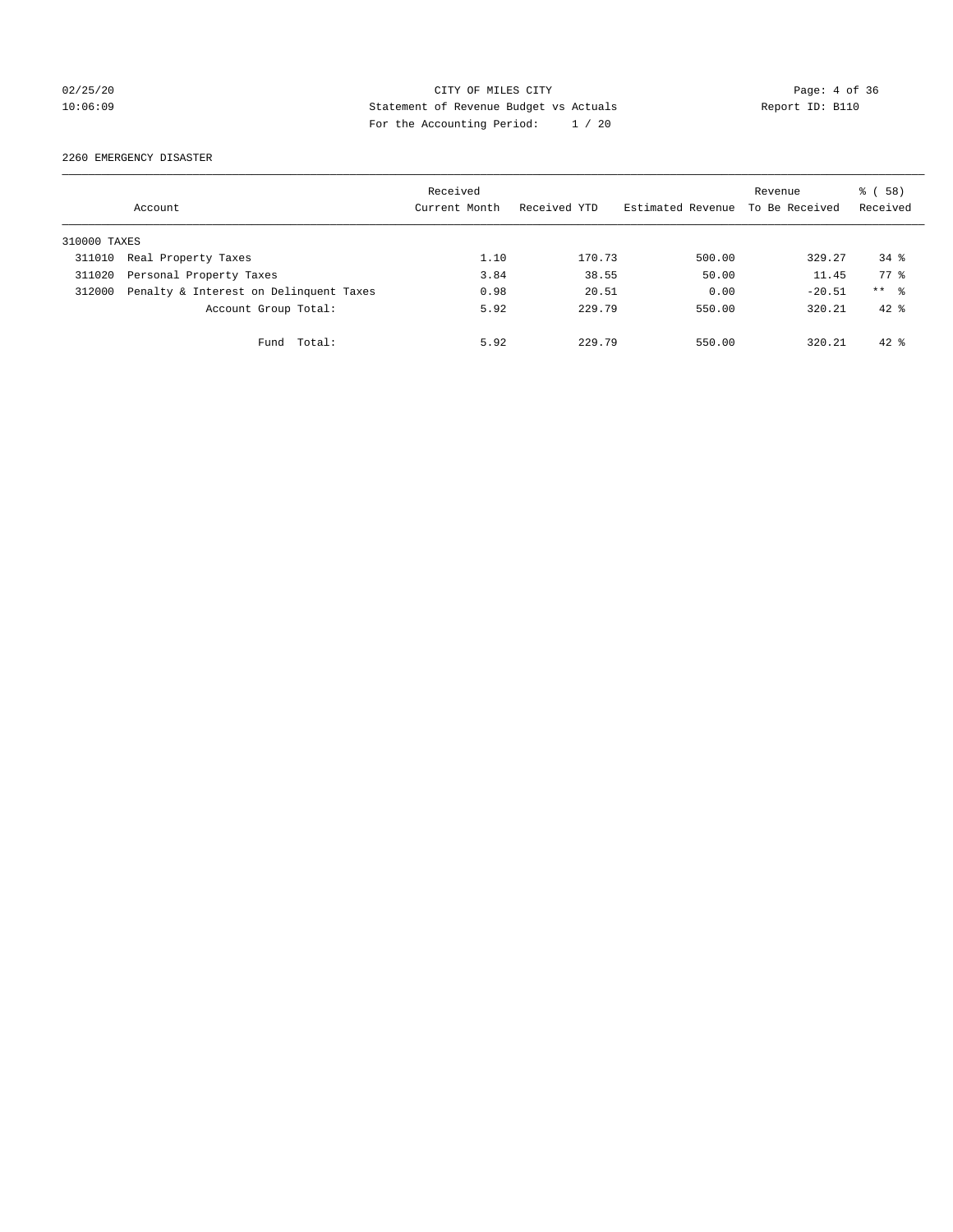CITY OF MILES CITY
Statement of Revenue Budget vs Actuals
For the Accounting Period: 1 / 20

02/25/20
10:06:09

Report ID: B110

## 2260 EMERGENCY DISASTER

| Account | | Received Current Month | Received YTD | Estimated Revenue | Revenue To Be Received | % ( 58) Received |
|---|---|---|---|---|---|---|
| 310000 TAXES | | | | | | |
| 311010 | Real Property Taxes | 1.10 | 170.73 | 500.00 | 329.27 | 34 % |
| 311020 | Personal Property Taxes | 3.84 | 38.55 | 50.00 | 11.45 | 77 % |
| 312000 | Penalty & Interest on Delinquent Taxes | 0.98 | 20.51 | 0.00 | -20.51 | ** % |
| | Account Group Total: | 5.92 | 229.79 | 550.00 | 320.21 | 42 % |
| | Fund Total: | 5.92 | 229.79 | 550.00 | 320.21 | 42 % |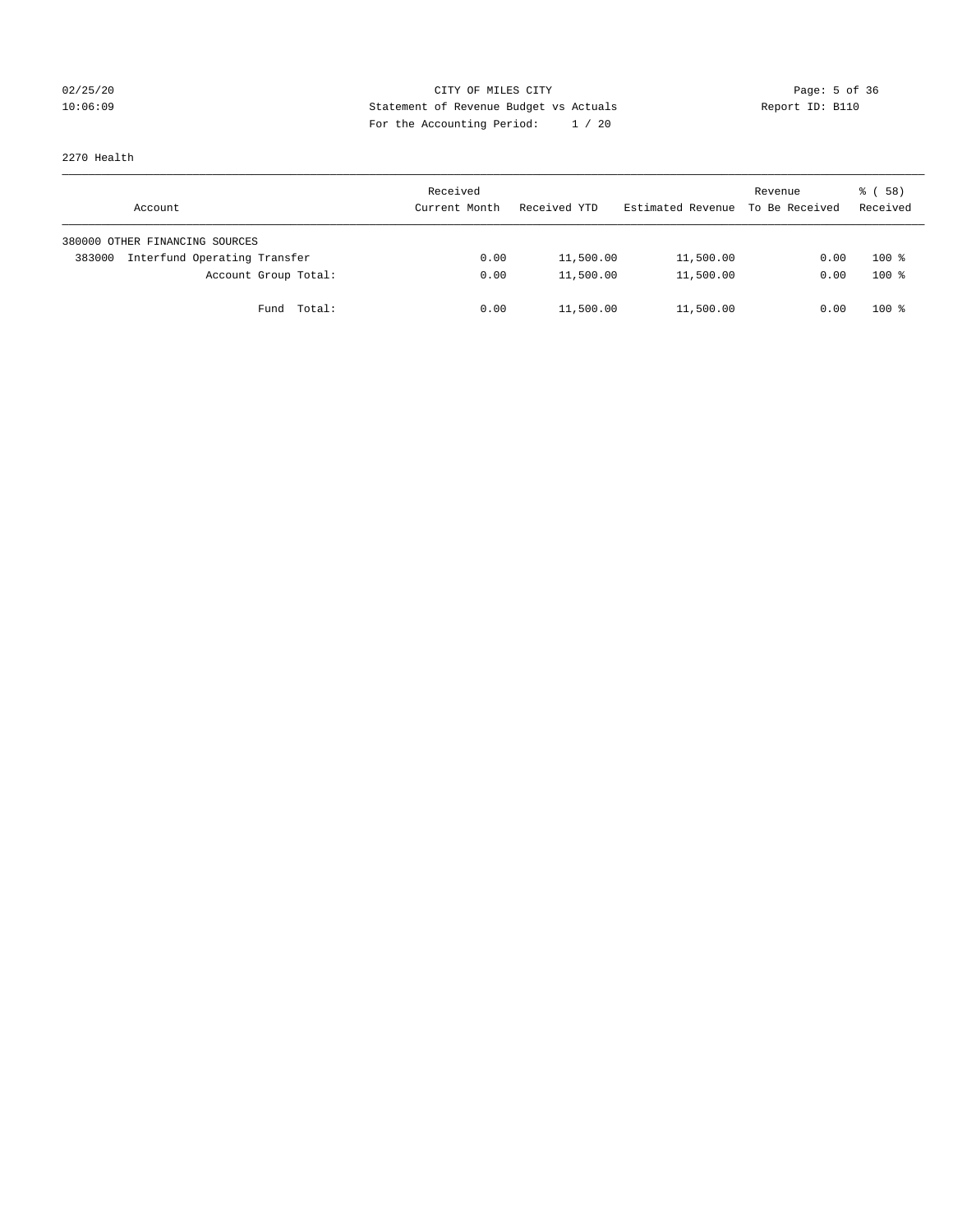CITY OF MILES CITY
Statement of Revenue Budget vs Actuals
For the Accounting Period: 1 / 20

02/25/20
10:06:09

Report ID: B110

2270 Health

| Account | Received Current Month | Received YTD | Estimated Revenue | Revenue To Be Received | % ( 58) Received |
|---|---|---|---|---|---|
| 380000 OTHER FINANCING SOURCES | | | | | |
| 383000 Interfund Operating Transfer | 0.00 | 11,500.00 | 11,500.00 | 0.00 | 100 % |
| Account Group Total: | 0.00 | 11,500.00 | 11,500.00 | 0.00 | 100 % |
| Fund Total: | 0.00 | 11,500.00 | 11,500.00 | 0.00 | 100 % |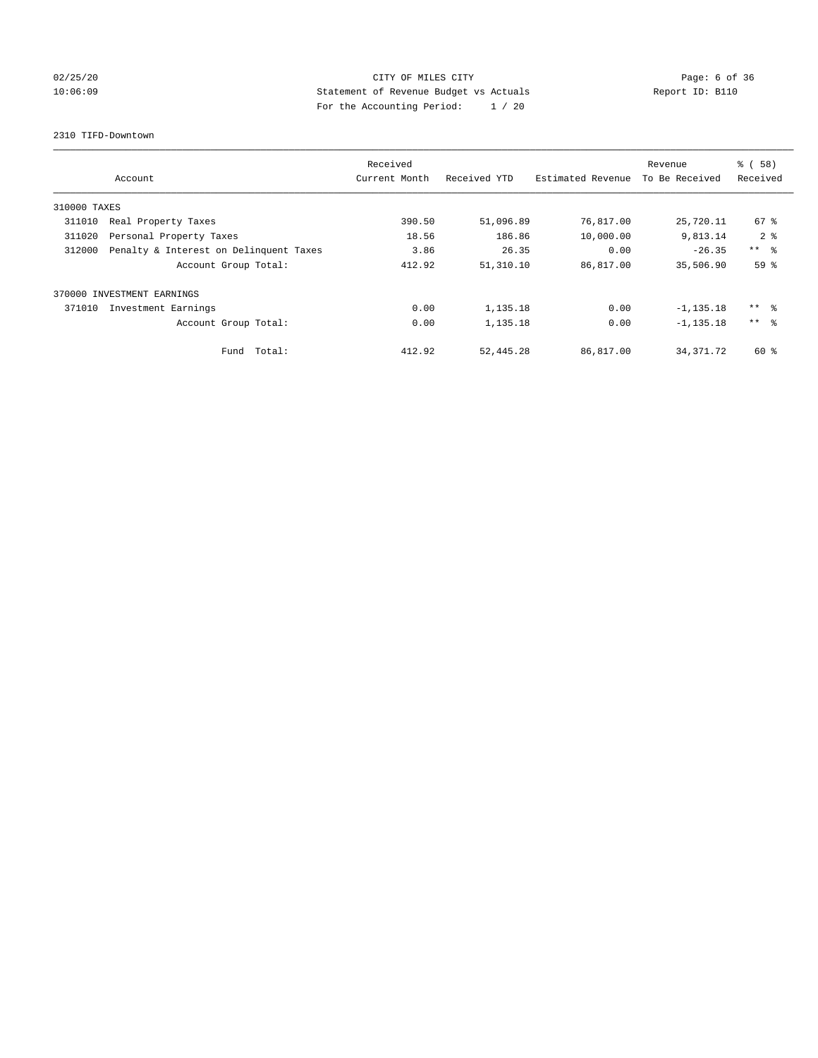CITY OF MILES CITY
Statement of Revenue Budget vs Actuals
For the Accounting Period: 1 / 20

02/25/20
10:06:09

Report ID: B110

2310 TIFD-Downtown

| Account | Received Current Month | Received YTD | Estimated Revenue | Revenue To Be Received | % ( 58) Received |
|---|---|---|---|---|---|
| 310000 TAXES | | | | | |
| 311010 Real Property Taxes | 390.50 | 51,096.89 | 76,817.00 | 25,720.11 | 67 % |
| 311020 Personal Property Taxes | 18.56 | 186.86 | 10,000.00 | 9,813.14 | 2 % |
| 312000 Penalty & Interest on Delinquent Taxes | 3.86 | 26.35 | 0.00 | -26.35 | ** % |
| Account Group Total: | 412.92 | 51,310.10 | 86,817.00 | 35,506.90 | 59 % |
| 370000 INVESTMENT EARNINGS | | | | | |
| 371010 Investment Earnings | 0.00 | 1,135.18 | 0.00 | -1,135.18 | ** % |
| Account Group Total: | 0.00 | 1,135.18 | 0.00 | -1,135.18 | ** % |
| Fund Total: | 412.92 | 52,445.28 | 86,817.00 | 34,371.72 | 60 % |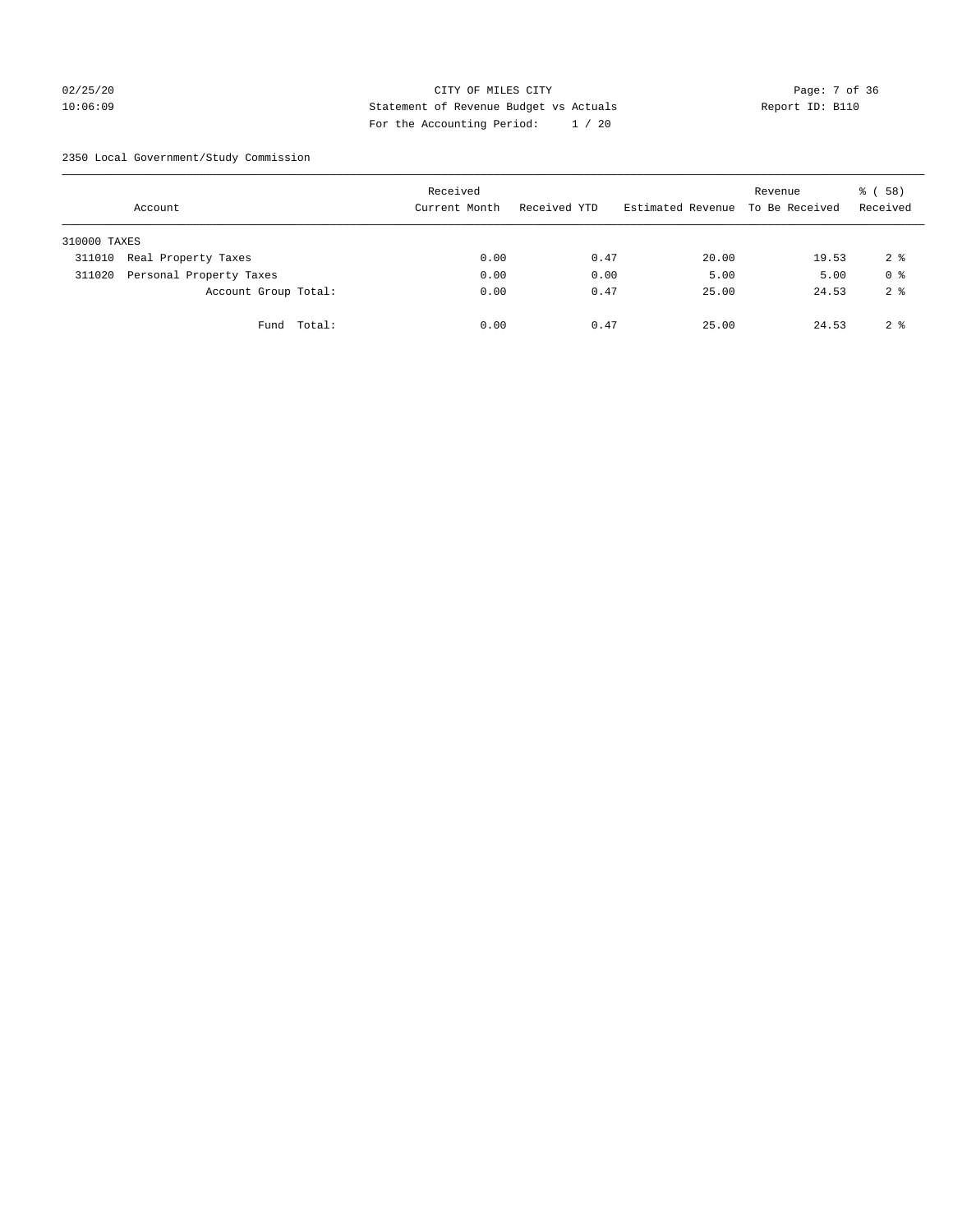CITY OF MILES CITY
Statement of Revenue Budget vs Actuals
For the Accounting Period: 1 / 20

02/25/20
10:06:09

Report ID: B110

2350 Local Government/Study Commission

| Account | Received Current Month | Received YTD | Estimated Revenue | Revenue To Be Received | % ( 58) Received |
|---|---|---|---|---|---|
| 310000 TAXES | | | | | |
| 311010 Real Property Taxes | 0.00 | 0.47 | 20.00 | 19.53 | 2 % |
| 311020 Personal Property Taxes | 0.00 | 0.00 | 5.00 | 5.00 | 0 % |
| Account Group Total: | 0.00 | 0.47 | 25.00 | 24.53 | 2 % |
| Fund Total: | 0.00 | 0.47 | 25.00 | 24.53 | 2 % |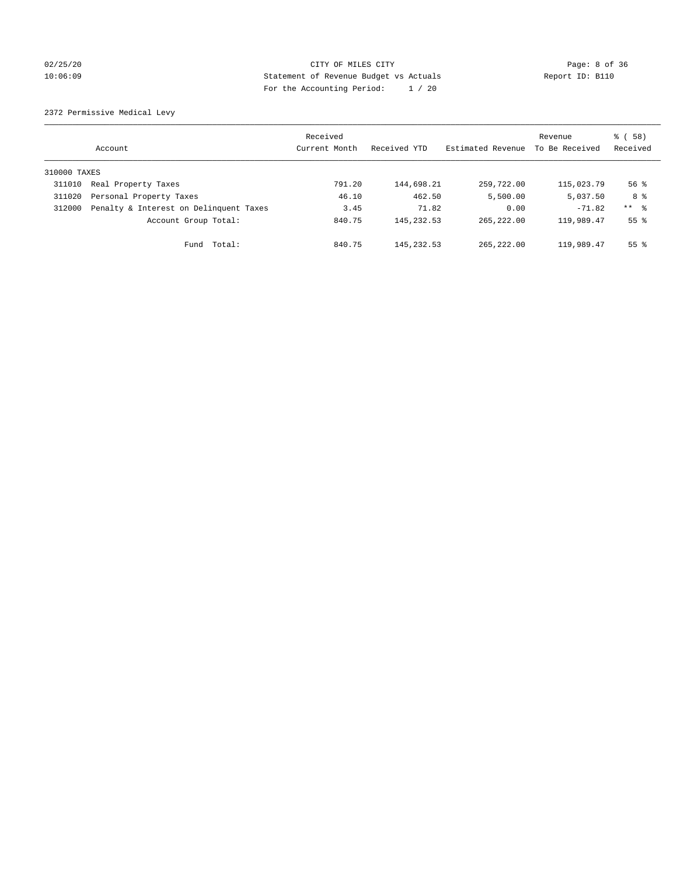CITY OF MILES CITY
Statement of Revenue Budget vs Actuals
For the Accounting Period: 1 / 20

02/25/20
10:06:09

Report ID: B110

2372 Permissive Medical Levy

| Account | | Received Current Month | Received YTD | Estimated Revenue | Revenue To Be Received | % ( 58) Received |
|---|---|---|---|---|---|---|
| 310000 TAXES | | | | | | |
| 311010 | Real Property Taxes | 791.20 | 144,698.21 | 259,722.00 | 115,023.79 | 56 % |
| 311020 | Personal Property Taxes | 46.10 | 462.50 | 5,500.00 | 5,037.50 | 8 % |
| 312000 | Penalty & Interest on Delinquent Taxes | 3.45 | 71.82 | 0.00 | -71.82 | ** % |
| | Account Group Total: | 840.75 | 145,232.53 | 265,222.00 | 119,989.47 | 55 % |
| | Fund Total: | 840.75 | 145,232.53 | 265,222.00 | 119,989.47 | 55 % |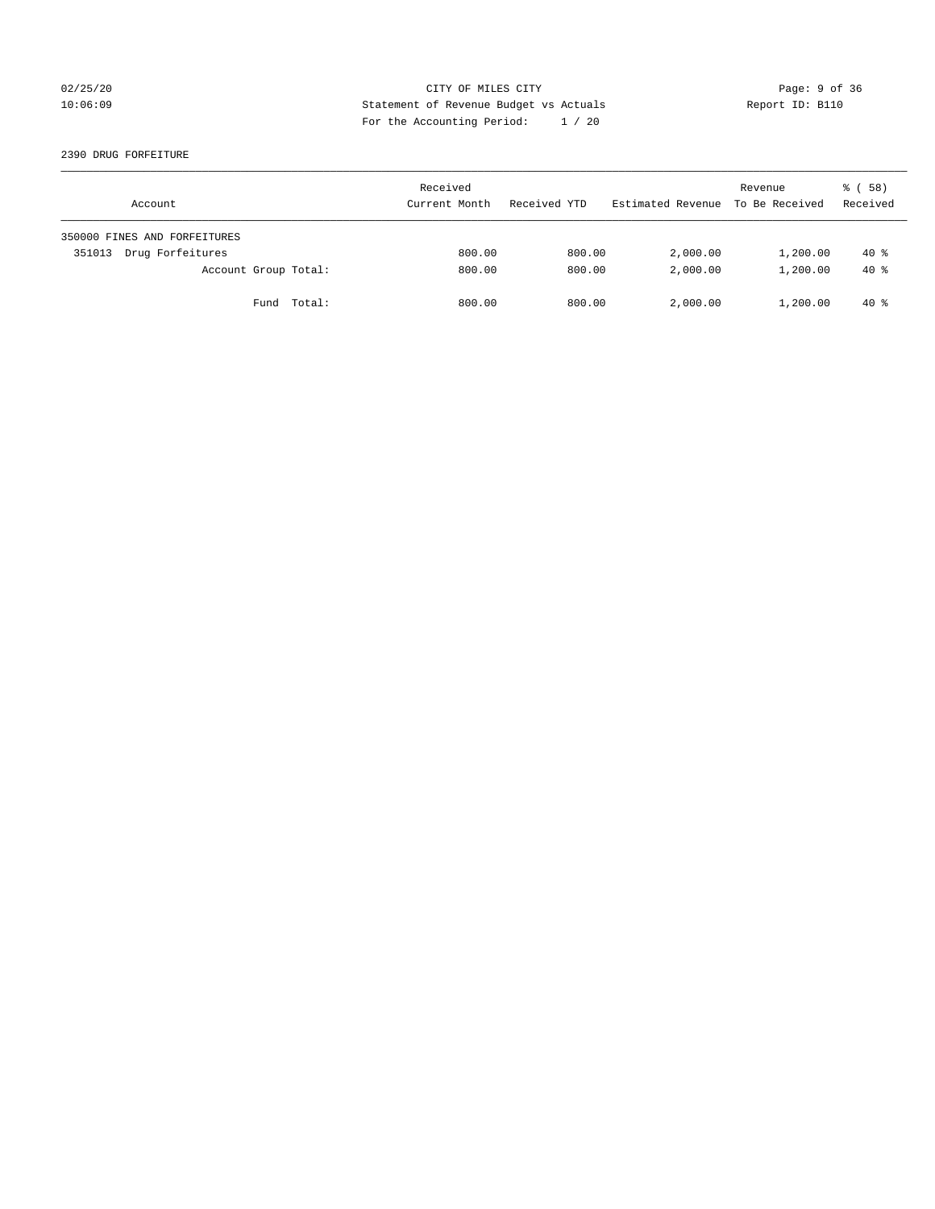02/25/20 CITY OF MILES CITY
10:06:09 Statement of Revenue Budget vs Actuals Report ID: B110
For the Accounting Period: 1 / 20

2390 DRUG FORFEITURE

| Account | Received Current Month | Received YTD | Estimated Revenue | Revenue To Be Received | % ( 58) Received |
|---|---|---|---|---|---|
| 350000 FINES AND FORFEITURES | | | | | |
| 351013 Drug Forfeitures | 800.00 | 800.00 | 2,000.00 | 1,200.00 | 40 % |
| Account Group Total: | 800.00 | 800.00 | 2,000.00 | 1,200.00 | 40 % |
| Fund Total: | 800.00 | 800.00 | 2,000.00 | 1,200.00 | 40 % |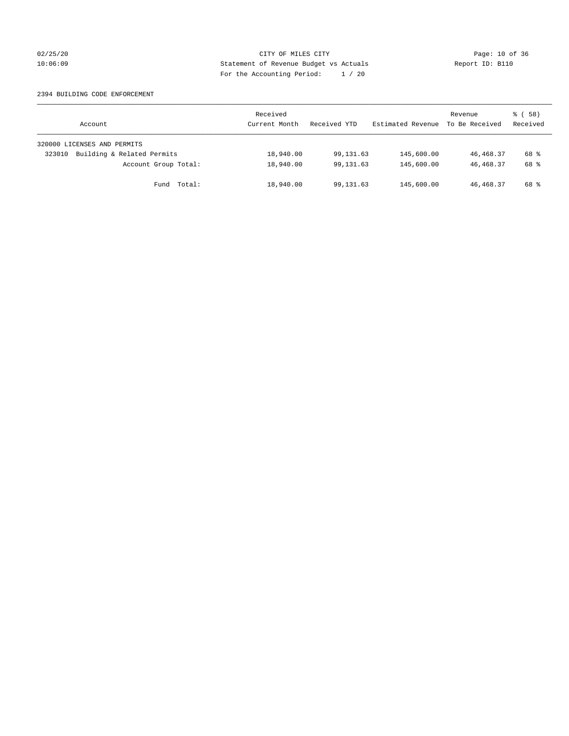CITY OF MILES CITY
Statement of Revenue Budget vs Actuals
For the Accounting Period: 1 / 20

02/25/20
10:06:09

Report ID: B110

2394 BUILDING CODE ENFORCEMENT

| Account | Received Current Month | Received YTD | Estimated Revenue | Revenue To Be Received | % ( 58) Received |
|---|---|---|---|---|---|
| 320000 LICENSES AND PERMITS | | | | | |
| 323010 Building & Related Permits | 18,940.00 | 99,131.63 | 145,600.00 | 46,468.37 | 68 % |
| Account Group Total: | 18,940.00 | 99,131.63 | 145,600.00 | 46,468.37 | 68 % |
| Fund Total: | 18,940.00 | 99,131.63 | 145,600.00 | 46,468.37 | 68 % |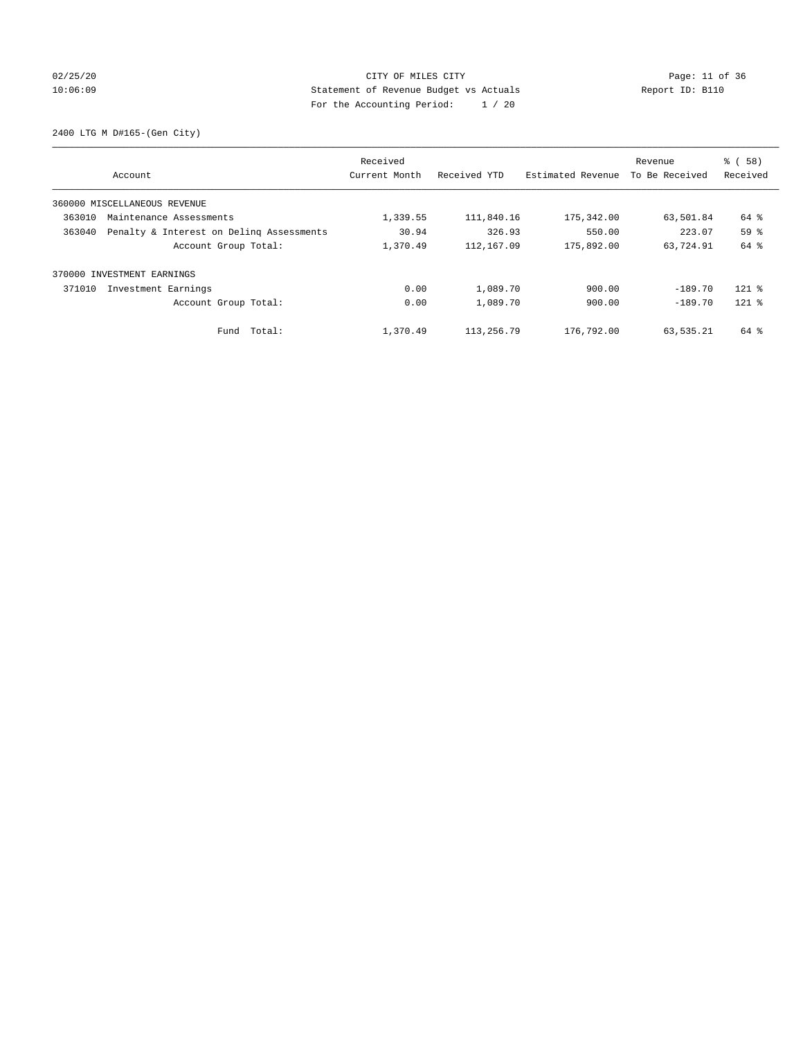CITY OF MILES CITY
Statement of Revenue Budget vs Actuals
For the Accounting Period: 1 / 20

02/25/20
10:06:09

Report ID: B110

2400 LTG M D#165-(Gen City)

| Account | Received Current Month | Received YTD | Estimated Revenue | Revenue To Be Received | % ( 58) Received |
|---|---|---|---|---|---|
| 360000 MISCELLANEOUS REVENUE | | | | | |
| 363010 Maintenance Assessments | 1,339.55 | 111,840.16 | 175,342.00 | 63,501.84 | 64 % |
| 363040 Penalty & Interest on Delinq Assessments | 30.94 | 326.93 | 550.00 | 223.07 | 59 % |
| Account Group Total: | 1,370.49 | 112,167.09 | 175,892.00 | 63,724.91 | 64 % |
| 370000 INVESTMENT EARNINGS | | | | | |
| 371010 Investment Earnings | 0.00 | 1,089.70 | 900.00 | -189.70 | 121 % |
| Account Group Total: | 0.00 | 1,089.70 | 900.00 | -189.70 | 121 % |
| Fund Total: | 1,370.49 | 113,256.79 | 176,792.00 | 63,535.21 | 64 % |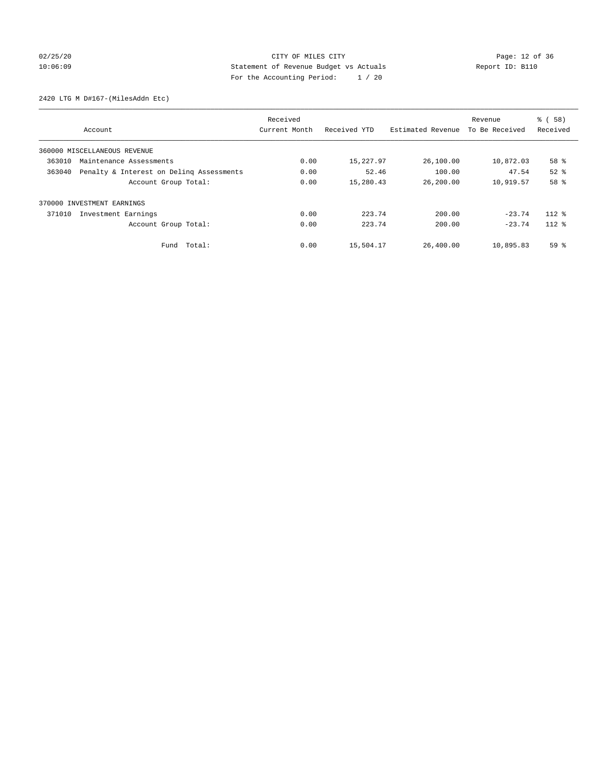CITY OF MILES CITY
Statement of Revenue Budget vs Actuals
For the Accounting Period: 1 / 20

02/25/20
10:06:09

Report ID: B110

2420 LTG M D#167-(MilesAddn Etc)

| Account | Received Current Month | Received YTD | Estimated Revenue | Revenue To Be Received | % ( 58) Received |
|---|---|---|---|---|---|
| 360000 MISCELLANEOUS REVENUE | | | | | |
| 363010 Maintenance Assessments | 0.00 | 15,227.97 | 26,100.00 | 10,872.03 | 58 % |
| 363040 Penalty & Interest on Delinq Assessments | 0.00 | 52.46 | 100.00 | 47.54 | 52 % |
| Account Group Total: | 0.00 | 15,280.43 | 26,200.00 | 10,919.57 | 58 % |
| 370000 INVESTMENT EARNINGS | | | | | |
| 371010 Investment Earnings | 0.00 | 223.74 | 200.00 | -23.74 | 112 % |
| Account Group Total: | 0.00 | 223.74 | 200.00 | -23.74 | 112 % |
| Fund Total: | 0.00 | 15,504.17 | 26,400.00 | 10,895.83 | 59 % |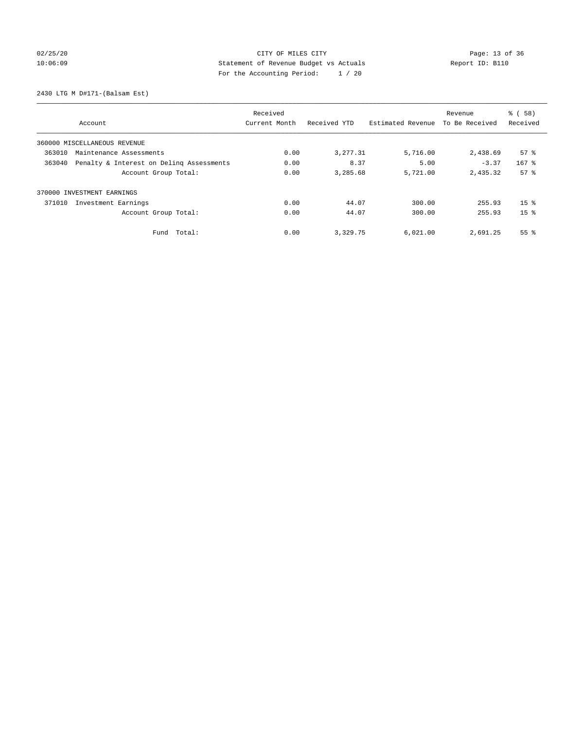CITY OF MILES CITY
Statement of Revenue Budget vs Actuals
For the Accounting Period: 1 / 20

02/25/20
10:06:09

Report ID: B110

2430 LTG M D#171-(Balsam Est)

| Account | Received Current Month | Received YTD | Estimated Revenue | Revenue To Be Received | % ( 58) Received |
|---|---|---|---|---|---|
| 360000 MISCELLANEOUS REVENUE | | | | | |
| 363010 Maintenance Assessments | 0.00 | 3,277.31 | 5,716.00 | 2,438.69 | 57 % |
| 363040 Penalty & Interest on Delinq Assessments | 0.00 | 8.37 | 5.00 | -3.37 | 167 % |
| Account Group Total: | 0.00 | 3,285.68 | 5,721.00 | 2,435.32 | 57 % |
| 370000 INVESTMENT EARNINGS | | | | | |
| 371010 Investment Earnings | 0.00 | 44.07 | 300.00 | 255.93 | 15 % |
| Account Group Total: | 0.00 | 44.07 | 300.00 | 255.93 | 15 % |
| Fund Total: | 0.00 | 3,329.75 | 6,021.00 | 2,691.25 | 55 % |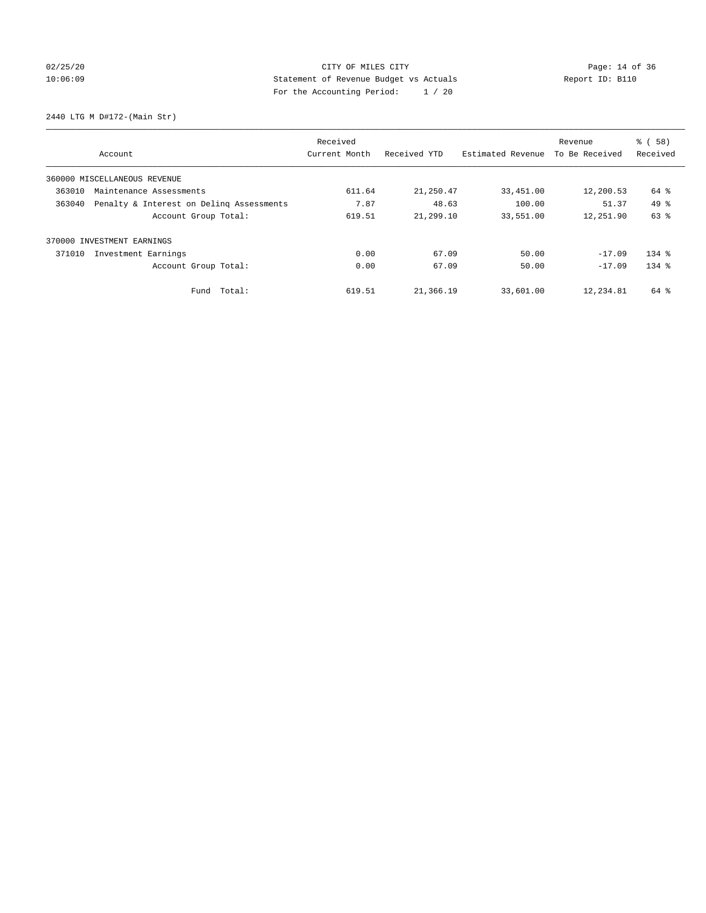CITY OF MILES CITY
Statement of Revenue Budget vs Actuals
For the Accounting Period: 1 / 20

02/25/20
10:06:09

Report ID: B110

2440 LTG M D#172-(Main Str)

| Account | Received Current Month | Received YTD | Estimated Revenue | Revenue To Be Received | % ( 58) Received |
|---|---|---|---|---|---|
| 360000 MISCELLANEOUS REVENUE | | | | | |
| 363010 Maintenance Assessments | 611.64 | 21,250.47 | 33,451.00 | 12,200.53 | 64 % |
| 363040 Penalty & Interest on Delinq Assessments | 7.87 | 48.63 | 100.00 | 51.37 | 49 % |
| Account Group Total: | 619.51 | 21,299.10 | 33,551.00 | 12,251.90 | 63 % |
| 370000 INVESTMENT EARNINGS | | | | | |
| 371010 Investment Earnings | 0.00 | 67.09 | 50.00 | -17.09 | 134 % |
| Account Group Total: | 0.00 | 67.09 | 50.00 | -17.09 | 134 % |
| Fund Total: | 619.51 | 21,366.19 | 33,601.00 | 12,234.81 | 64 % |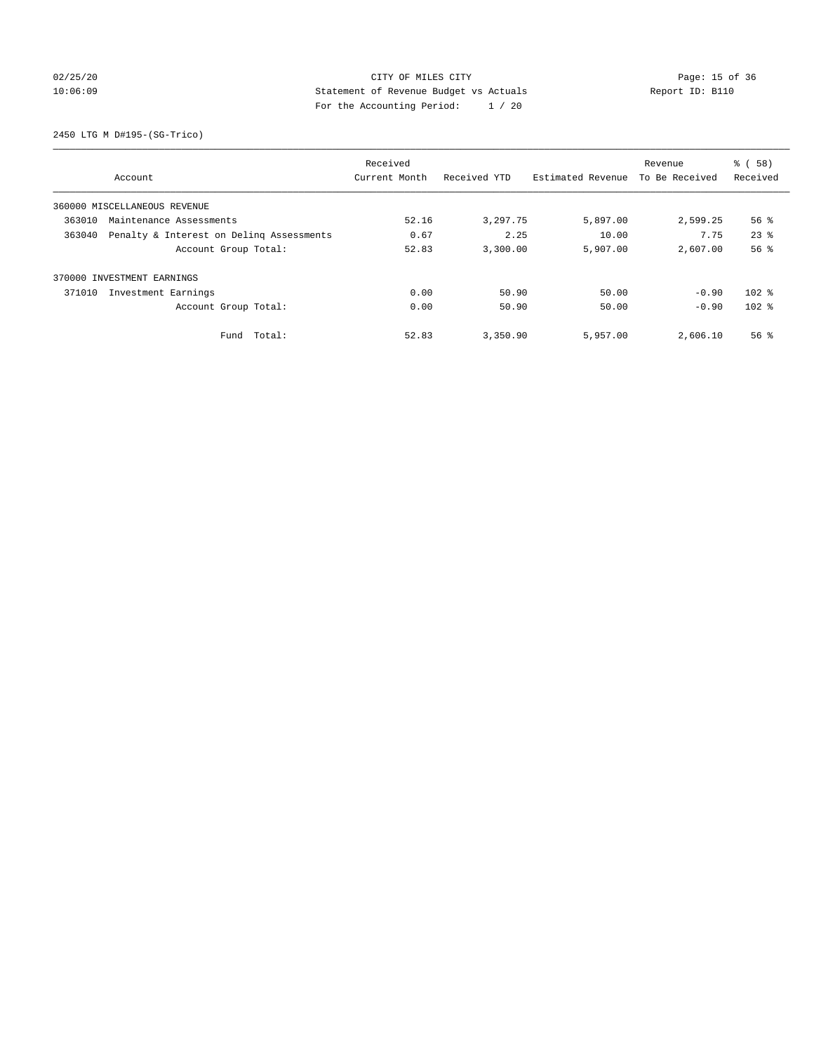CITY OF MILES CITY
Statement of Revenue Budget vs Actuals
For the Accounting Period: 1 / 20

02/25/20
10:06:09

Report ID: B110

2450 LTG M D#195-(SG-Trico)

| Account | Received Current Month | Received YTD | Estimated Revenue | Revenue To Be Received | % ( 58) Received |
|---|---|---|---|---|---|
| 360000 MISCELLANEOUS REVENUE | | | | | |
| 363010 Maintenance Assessments | 52.16 | 3,297.75 | 5,897.00 | 2,599.25 | 56 % |
| 363040 Penalty & Interest on Delinq Assessments | 0.67 | 2.25 | 10.00 | 7.75 | 23 % |
| Account Group Total: | 52.83 | 3,300.00 | 5,907.00 | 2,607.00 | 56 % |
| 370000 INVESTMENT EARNINGS | | | | | |
| 371010 Investment Earnings | 0.00 | 50.90 | 50.00 | -0.90 | 102 % |
| Account Group Total: | 0.00 | 50.90 | 50.00 | -0.90 | 102 % |
| Fund Total: | 52.83 | 3,350.90 | 5,957.00 | 2,606.10 | 56 % |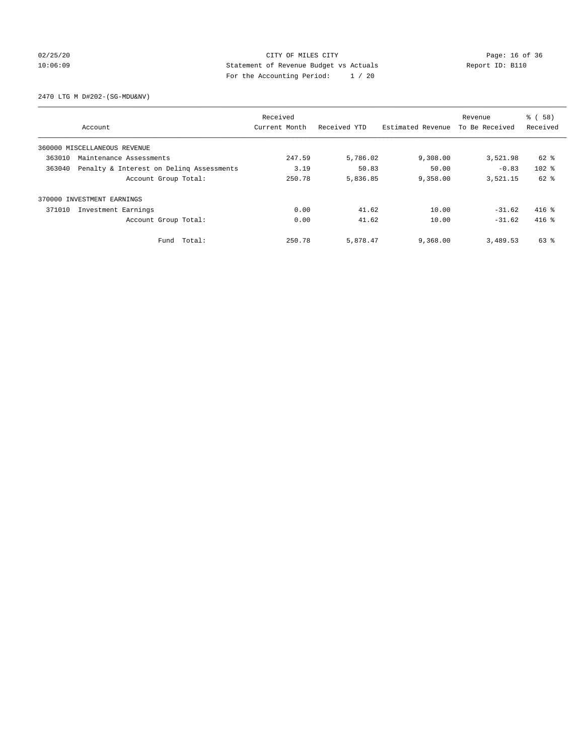CITY OF MILES CITY
Statement of Revenue Budget vs Actuals
For the Accounting Period: 1 / 20

02/25/20
10:06:09

Report ID: B110

2470 LTG M D#202-(SG-MDU&NV)

| Account | Received Current Month | Received YTD | Estimated Revenue | Revenue To Be Received | % ( 58) Received |
|---|---|---|---|---|---|
| 360000 MISCELLANEOUS REVENUE | | | | | |
| 363010 Maintenance Assessments | 247.59 | 5,786.02 | 9,308.00 | 3,521.98 | 62 % |
| 363040 Penalty & Interest on Delinq Assessments | 3.19 | 50.83 | 50.00 | -0.83 | 102 % |
| Account Group Total: | 250.78 | 5,836.85 | 9,358.00 | 3,521.15 | 62 % |
| 370000 INVESTMENT EARNINGS | | | | | |
| 371010 Investment Earnings | 0.00 | 41.62 | 10.00 | -31.62 | 416 % |
| Account Group Total: | 0.00 | 41.62 | 10.00 | -31.62 | 416 % |
| Fund Total: | 250.78 | 5,878.47 | 9,368.00 | 3,489.53 | 63 % |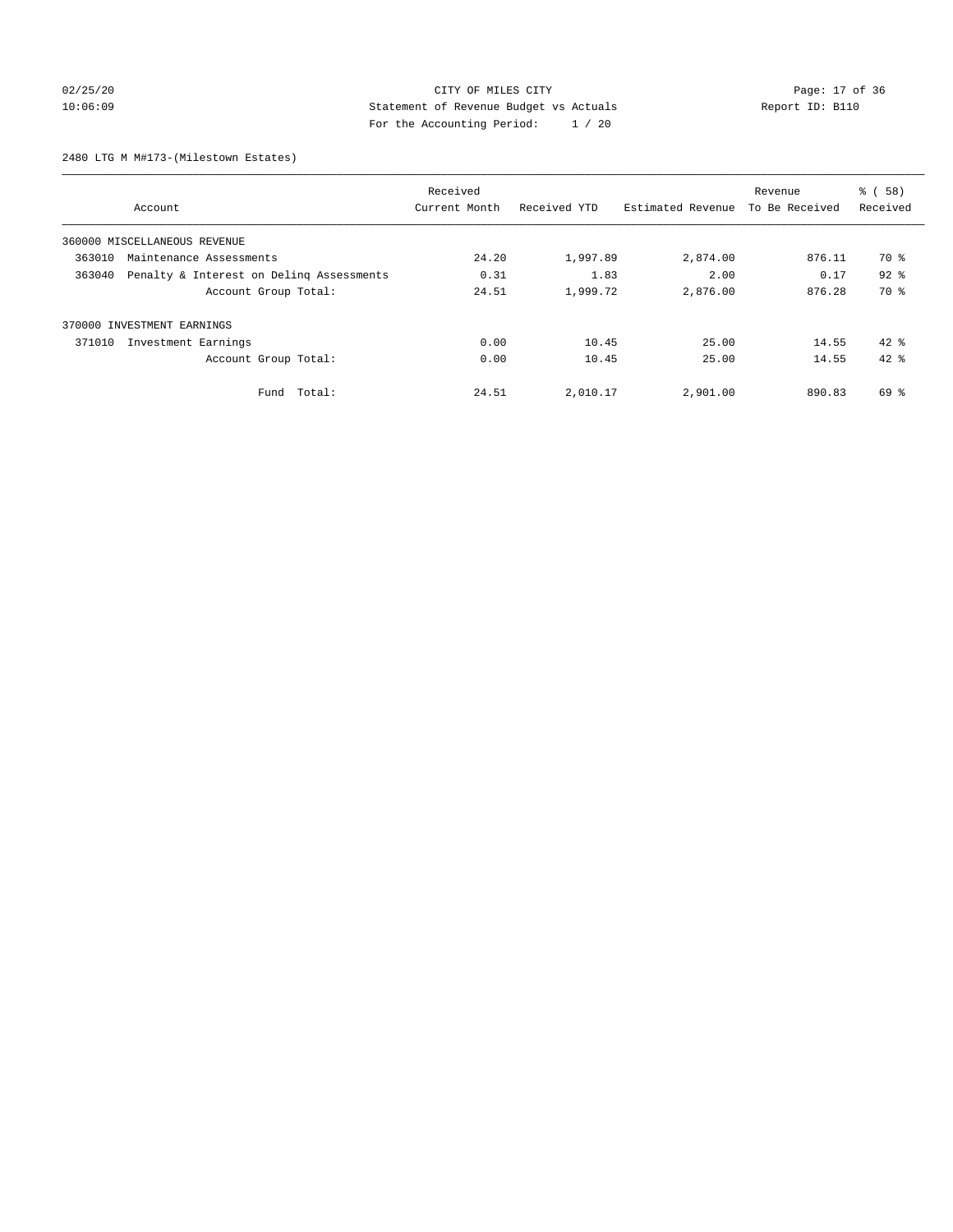CITY OF MILES CITY

Statement of Revenue Budget vs Actuals

For the Accounting Period: 1 / 20

02/25/20 10:06:09 Report ID: B110

2480 LTG M M#173-(Milestown Estates)

| Account | Received Current Month | Received YTD | Estimated Revenue | Revenue To Be Received | % ( 58) Received |
|---|---|---|---|---|---|
| 360000 MISCELLANEOUS REVENUE | | | | | |
| 363010 Maintenance Assessments | 24.20 | 1,997.89 | 2,874.00 | 876.11 | 70 % |
| 363040 Penalty & Interest on Delinq Assessments | 0.31 | 1.83 | 2.00 | 0.17 | 92 % |
| Account Group Total: | 24.51 | 1,999.72 | 2,876.00 | 876.28 | 70 % |
| 370000 INVESTMENT EARNINGS | | | | | |
| 371010 Investment Earnings | 0.00 | 10.45 | 25.00 | 14.55 | 42 % |
| Account Group Total: | 0.00 | 10.45 | 25.00 | 14.55 | 42 % |
| Fund Total: | 24.51 | 2,010.17 | 2,901.00 | 890.83 | 69 % |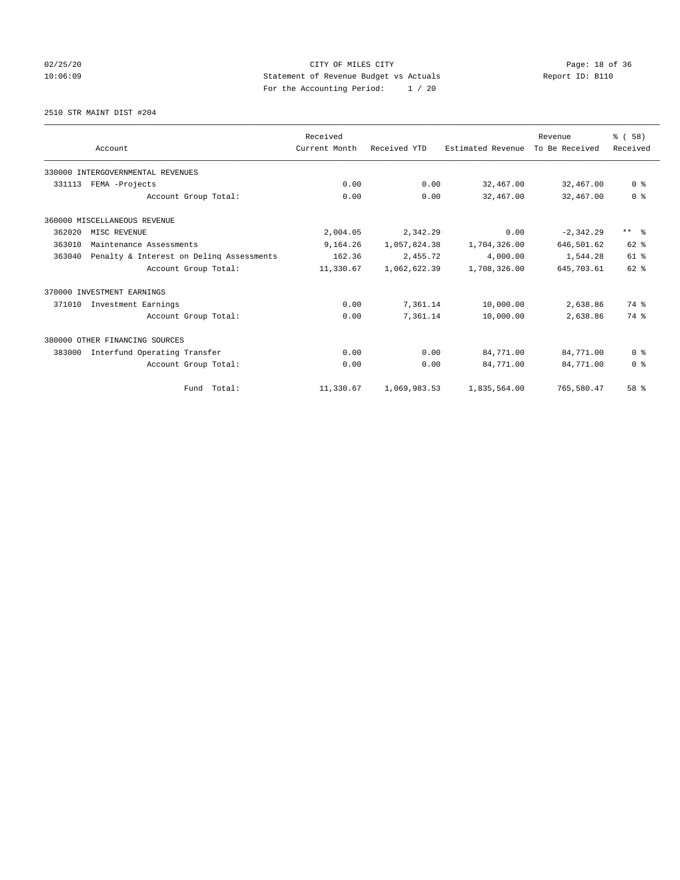CITY OF MILES CITY
Statement of Revenue Budget vs Actuals
For the Accounting Period: 1 / 20

02/25/20
10:06:09

Report ID: B110

2510 STR MAINT DIST #204

| Account | Received Current Month | Received YTD | Estimated Revenue | Revenue To Be Received | % ( 58) Received |
|---|---|---|---|---|---|
| 330000 INTERGOVERNMENTAL REVENUES | | | | | |
| 331113 FEMA -Projects | 0.00 | 0.00 | 32,467.00 | 32,467.00 | 0 % |
| Account Group Total: | 0.00 | 0.00 | 32,467.00 | 32,467.00 | 0 % |
| 360000 MISCELLANEOUS REVENUE | | | | | |
| 362020 MISC REVENUE | 2,004.05 | 2,342.29 | 0.00 | -2,342.29 | ** % |
| 363010 Maintenance Assessments | 9,164.26 | 1,057,824.38 | 1,704,326.00 | 646,501.62 | 62 % |
| 363040 Penalty & Interest on Delinq Assessments | 162.36 | 2,455.72 | 4,000.00 | 1,544.28 | 61 % |
| Account Group Total: | 11,330.67 | 1,062,622.39 | 1,708,326.00 | 645,703.61 | 62 % |
| 370000 INVESTMENT EARNINGS | | | | | |
| 371010 Investment Earnings | 0.00 | 7,361.14 | 10,000.00 | 2,638.86 | 74 % |
| Account Group Total: | 0.00 | 7,361.14 | 10,000.00 | 2,638.86 | 74 % |
| 380000 OTHER FINANCING SOURCES | | | | | |
| 383000 Interfund Operating Transfer | 0.00 | 0.00 | 84,771.00 | 84,771.00 | 0 % |
| Account Group Total: | 0.00 | 0.00 | 84,771.00 | 84,771.00 | 0 % |
| Fund Total: | 11,330.67 | 1,069,983.53 | 1,835,564.00 | 765,580.47 | 58 % |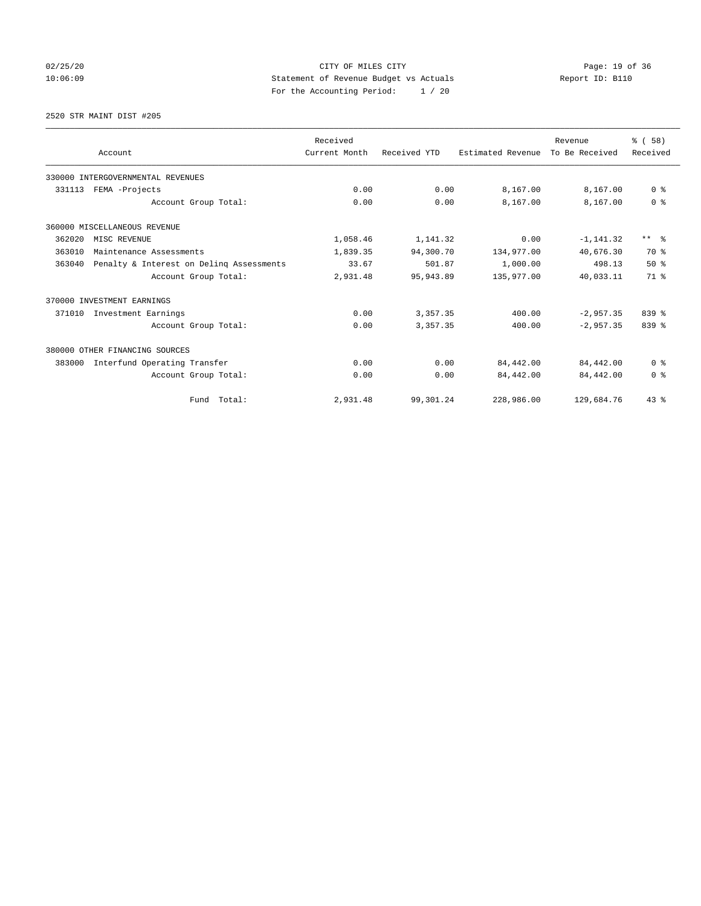CITY OF MILES CITY
Statement of Revenue Budget vs Actuals
For the Accounting Period: 1 / 20

Report ID: B110

2520 STR MAINT DIST #205

| Account | Received Current Month | Received YTD | Estimated Revenue | Revenue To Be Received | % ( 58) Received |
|---|---|---|---|---|---|
| 330000 INTERGOVERNMENTAL REVENUES | | | | | |
| 331113 FEMA -Projects | 0.00 | 0.00 | 8,167.00 | 8,167.00 | 0 % |
| Account Group Total: | 0.00 | 0.00 | 8,167.00 | 8,167.00 | 0 % |
| 360000 MISCELLANEOUS REVENUE | | | | | |
| 362020 MISC REVENUE | 1,058.46 | 1,141.32 | 0.00 | -1,141.32 | ** % |
| 363010 Maintenance Assessments | 1,839.35 | 94,300.70 | 134,977.00 | 40,676.30 | 70 % |
| 363040 Penalty & Interest on Delinq Assessments | 33.67 | 501.87 | 1,000.00 | 498.13 | 50 % |
| Account Group Total: | 2,931.48 | 95,943.89 | 135,977.00 | 40,033.11 | 71 % |
| 370000 INVESTMENT EARNINGS | | | | | |
| 371010 Investment Earnings | 0.00 | 3,357.35 | 400.00 | -2,957.35 | 839 % |
| Account Group Total: | 0.00 | 3,357.35 | 400.00 | -2,957.35 | 839 % |
| 380000 OTHER FINANCING SOURCES | | | | | |
| 383000 Interfund Operating Transfer | 0.00 | 0.00 | 84,442.00 | 84,442.00 | 0 % |
| Account Group Total: | 0.00 | 0.00 | 84,442.00 | 84,442.00 | 0 % |
| Fund Total: | 2,931.48 | 99,301.24 | 228,986.00 | 129,684.76 | 43 % |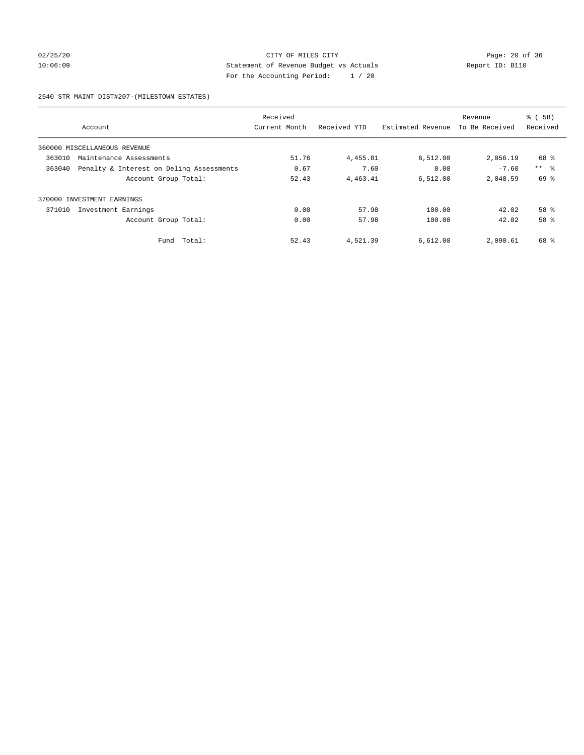CITY OF MILES CITY
Statement of Revenue Budget vs Actuals
For the Accounting Period: 1 / 20

02/25/20
10:06:09

Report ID: B110

2540 STR MAINT DIST#207-(MILESTOWN ESTATES)

| Account | Received Current Month | Received YTD | Estimated Revenue | Revenue To Be Received | % ( 58) Received |
|---|---|---|---|---|---|
| 360000 MISCELLANEOUS REVENUE | | | | | |
| 363010 Maintenance Assessments | 51.76 | 4,455.81 | 6,512.00 | 2,056.19 | 68 % |
| 363040 Penalty & Interest on Delinq Assessments | 0.67 | 7.60 | 0.00 | -7.60 | ** % |
| Account Group Total: | 52.43 | 4,463.41 | 6,512.00 | 2,048.59 | 69 % |
| 370000 INVESTMENT EARNINGS | | | | | |
| 371010 Investment Earnings | 0.00 | 57.98 | 100.00 | 42.02 | 58 % |
| Account Group Total: | 0.00 | 57.98 | 100.00 | 42.02 | 58 % |
| Fund Total: | 52.43 | 4,521.39 | 6,612.00 | 2,090.61 | 68 % |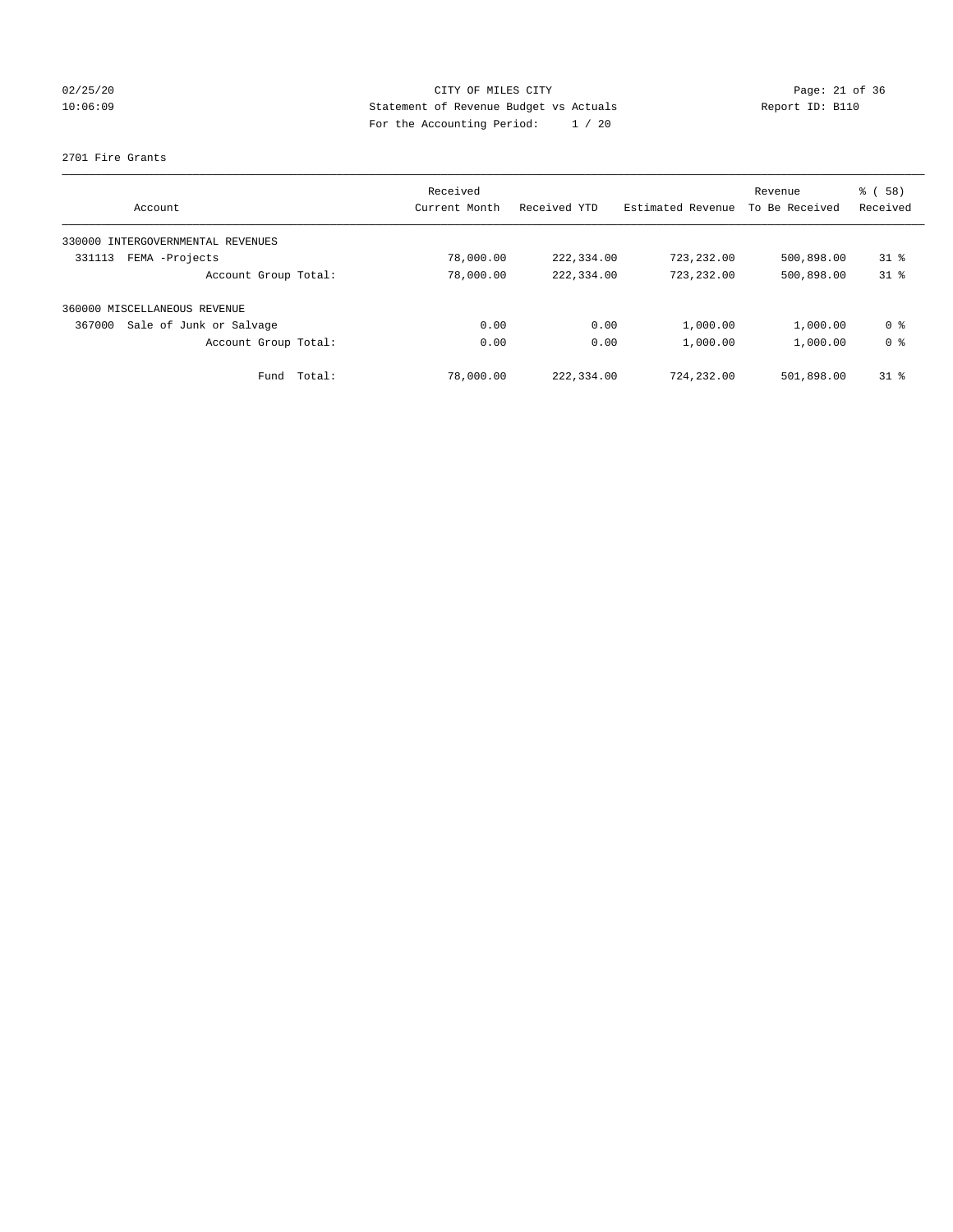CITY OF MILES CITY
Statement of Revenue Budget vs Actuals
For the Accounting Period: 1 / 20

02/25/20
10:06:09

Report ID: B110

2701 Fire Grants

| Account | Received Current Month | Received YTD | Estimated Revenue | Revenue To Be Received | % ( 58) Received |
|---|---|---|---|---|---|
| 330000 INTERGOVERNMENTAL REVENUES | | | | | |
| 331113 FEMA -Projects | 78,000.00 | 222,334.00 | 723,232.00 | 500,898.00 | 31 % |
| Account Group Total: | 78,000.00 | 222,334.00 | 723,232.00 | 500,898.00 | 31 % |
| 360000 MISCELLANEOUS REVENUE | | | | | |
| 367000 Sale of Junk or Salvage | 0.00 | 0.00 | 1,000.00 | 1,000.00 | 0 % |
| Account Group Total: | 0.00 | 0.00 | 1,000.00 | 1,000.00 | 0 % |
| Fund Total: | 78,000.00 | 222,334.00 | 724,232.00 | 501,898.00 | 31 % |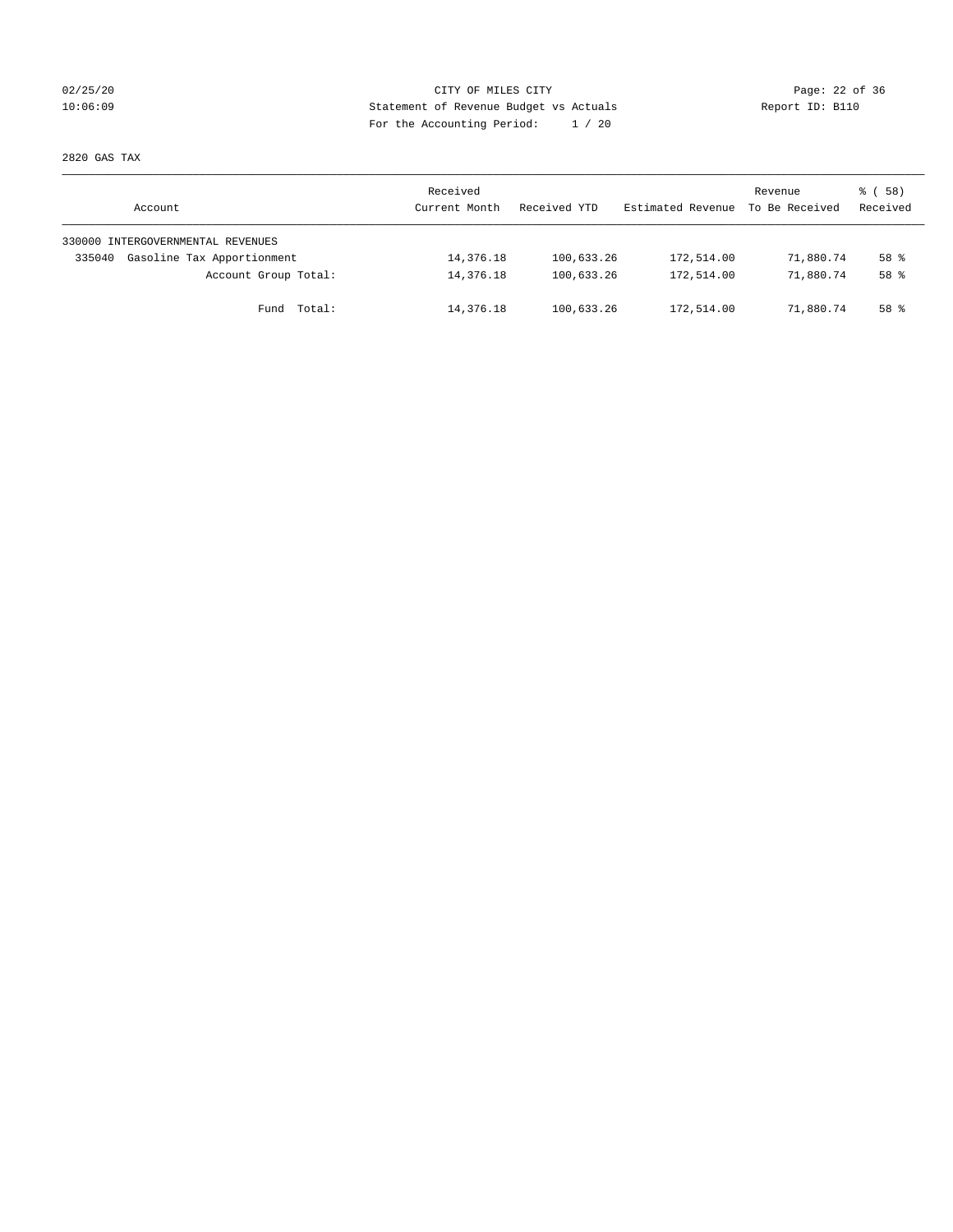CITY OF MILES CITY

Statement of Revenue Budget vs Actuals

For the Accounting Period: 1 / 20

02/25/20
10:06:09

Report ID: B110

2820 GAS TAX

| Account | Received Current Month | Received YTD | Estimated Revenue | Revenue To Be Received | % ( 58) Received |
|---|---|---|---|---|---|
| 330000 INTERGOVERNMENTAL REVENUES | | | | | |
| 335040 Gasoline Tax Apportionment | 14,376.18 | 100,633.26 | 172,514.00 | 71,880.74 | 58 % |
| Account Group Total: | 14,376.18 | 100,633.26 | 172,514.00 | 71,880.74 | 58 % |
| Fund Total: | 14,376.18 | 100,633.26 | 172,514.00 | 71,880.74 | 58 % |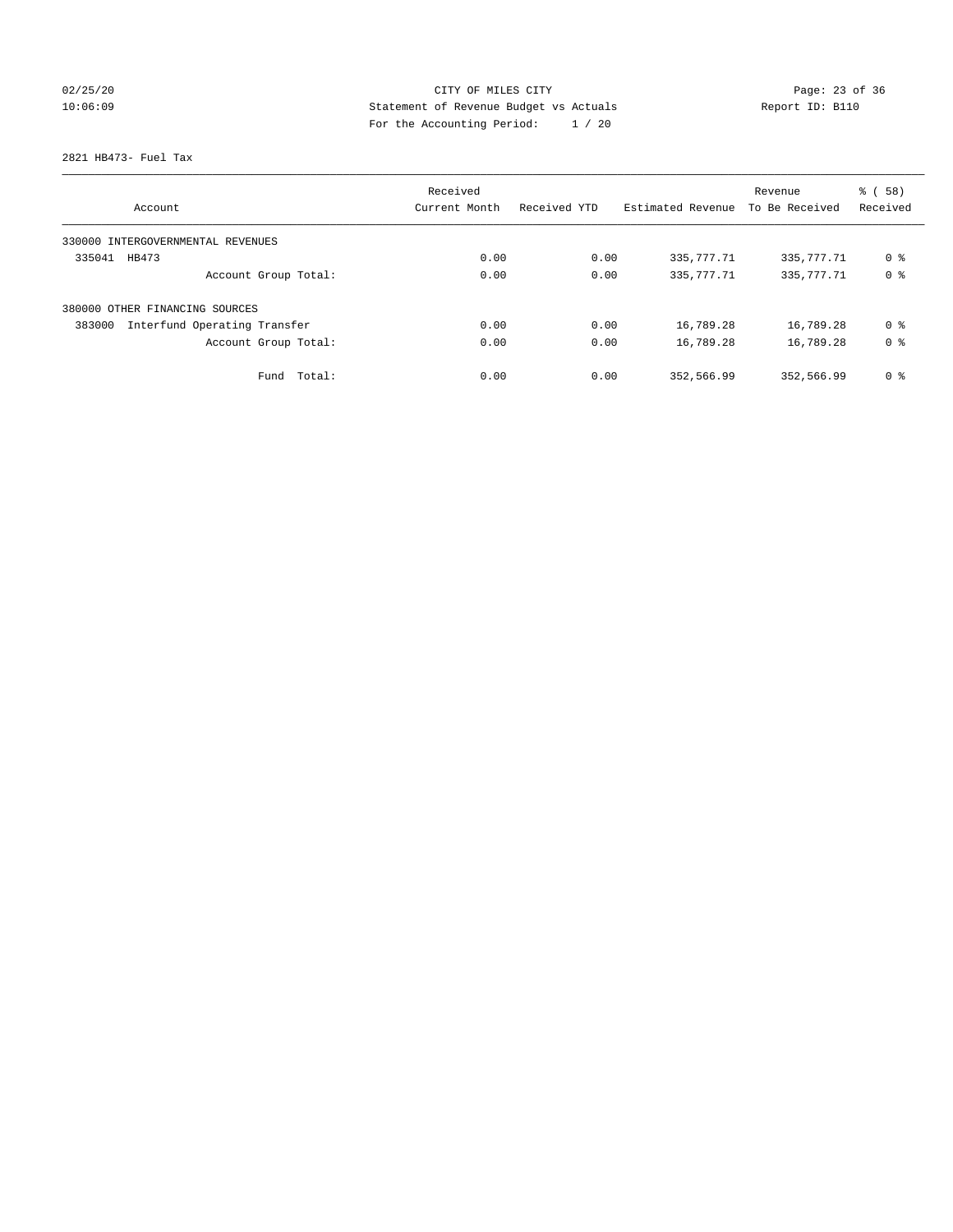CITY OF MILES CITY
Statement of Revenue Budget vs Actuals
For the Accounting Period: 1 / 20

02/25/20
10:06:09

Report ID: B110

2821 HB473- Fuel Tax

| Account | Received Current Month | Received YTD | Estimated Revenue | Revenue To Be Received | % ( 58) Received |
|---|---|---|---|---|---|
| 330000 INTERGOVERNMENTAL REVENUES | | | | | |
| 335041 HB473 | 0.00 | 0.00 | 335,777.71 | 335,777.71 | 0 % |
| Account Group Total: | 0.00 | 0.00 | 335,777.71 | 335,777.71 | 0 % |
| 380000 OTHER FINANCING SOURCES | | | | | |
| 383000 Interfund Operating Transfer | 0.00 | 0.00 | 16,789.28 | 16,789.28 | 0 % |
| Account Group Total: | 0.00 | 0.00 | 16,789.28 | 16,789.28 | 0 % |
| Fund Total: | 0.00 | 0.00 | 352,566.99 | 352,566.99 | 0 % |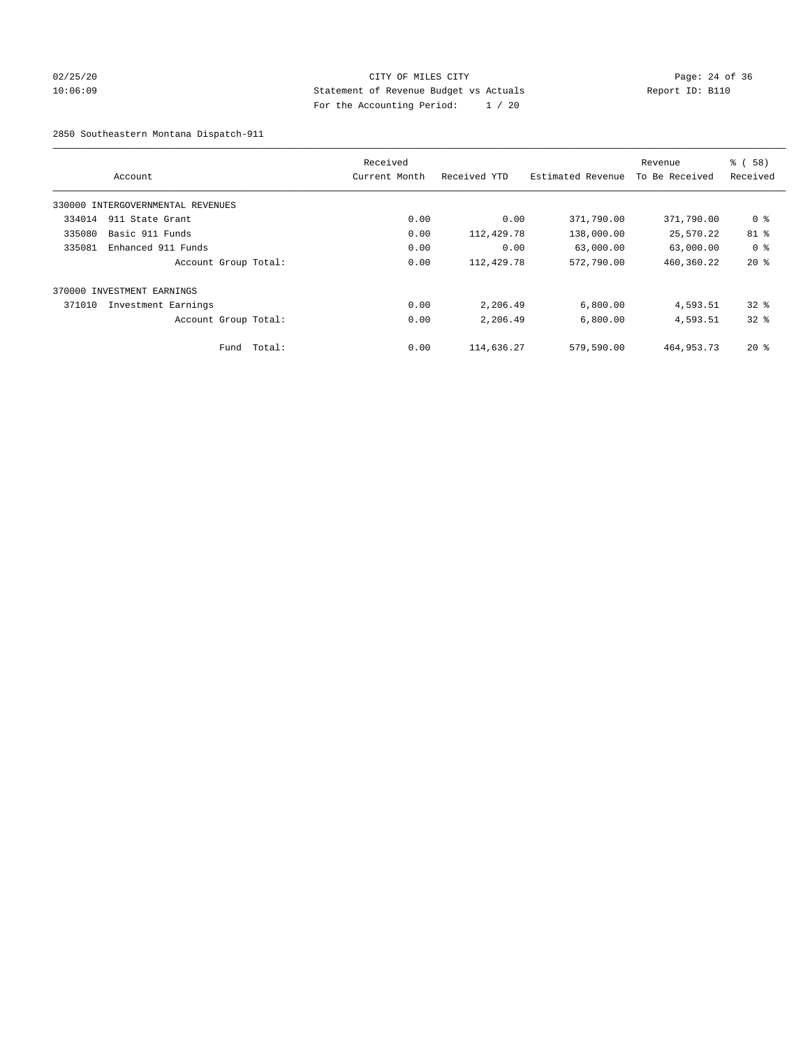CITY OF MILES CITY
Statement of Revenue Budget vs Actuals
For the Accounting Period: 1 / 20

2850 Southeastern Montana Dispatch-911

| Account | Received Current Month | Received YTD | Estimated Revenue | Revenue To Be Received | % ( 58) Received |
|---|---|---|---|---|---|
| 330000 INTERGOVERNMENTAL REVENUES | | | | | |
| 334014 911 State Grant | 0.00 | 0.00 | 371,790.00 | 371,790.00 | 0 % |
| 335080 Basic 911 Funds | 0.00 | 112,429.78 | 138,000.00 | 25,570.22 | 81 % |
| 335081 Enhanced 911 Funds | 0.00 | 0.00 | 63,000.00 | 63,000.00 | 0 % |
| Account Group Total: | 0.00 | 112,429.78 | 572,790.00 | 460,360.22 | 20 % |
| 370000 INVESTMENT EARNINGS | | | | | |
| 371010 Investment Earnings | 0.00 | 2,206.49 | 6,800.00 | 4,593.51 | 32 % |
| Account Group Total: | 0.00 | 2,206.49 | 6,800.00 | 4,593.51 | 32 % |
| Fund Total: | 0.00 | 114,636.27 | 579,590.00 | 464,953.73 | 20 % |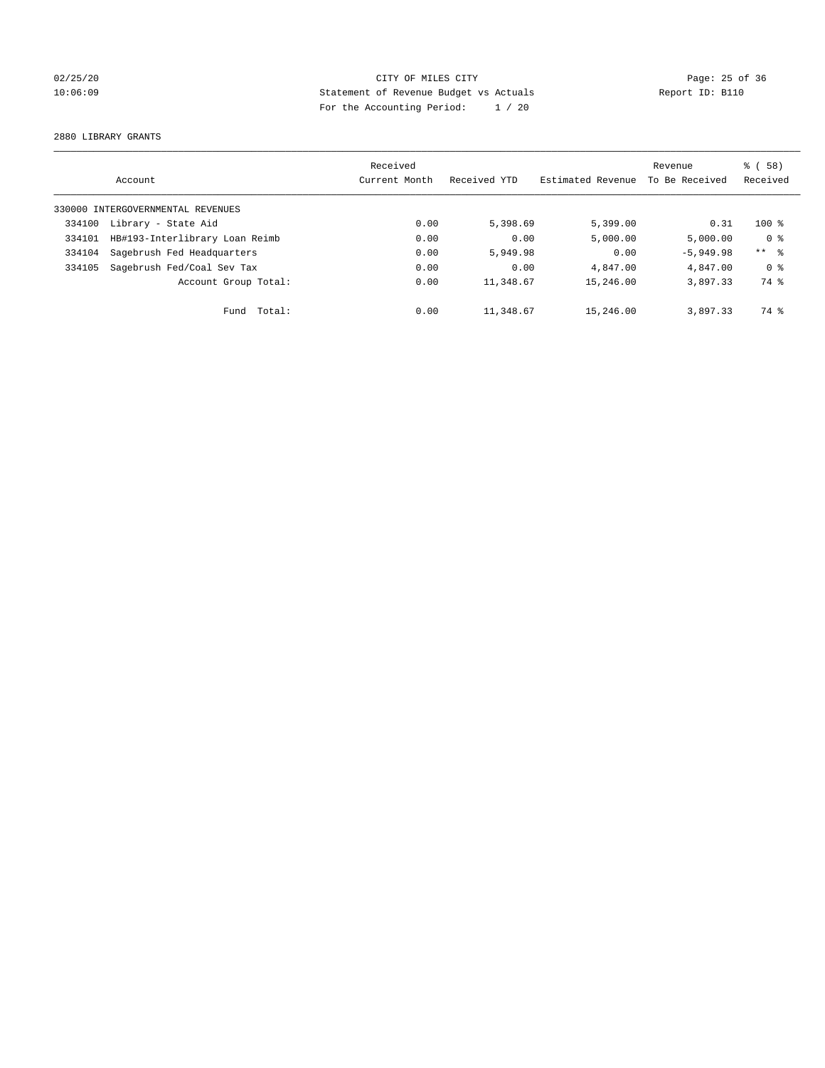CITY OF MILES CITY
Statement of Revenue Budget vs Actuals
For the Accounting Period: 1 / 20

02/25/20
10:06:09

Report ID: B110

2880 LIBRARY GRANTS

| Account | | Received Current Month | Received YTD | Estimated Revenue | Revenue To Be Received | % ( 58) Received |
|---|---|---|---|---|---|---|
| 330000 INTERGOVERNMENTAL REVENUES | | | | | | |
| 334100 | Library - State Aid | 0.00 | 5,398.69 | 5,399.00 | 0.31 | 100 % |
| 334101 | HB#193-Interlibrary Loan Reimb | 0.00 | 0.00 | 5,000.00 | 5,000.00 | 0 % |
| 334104 | Sagebrush Fed Headquarters | 0.00 | 5,949.98 | 0.00 | -5,949.98 | ** % |
| 334105 | Sagebrush Fed/Coal Sev Tax | 0.00 | 0.00 | 4,847.00 | 4,847.00 | 0 % |
| | Account Group Total: | 0.00 | 11,348.67 | 15,246.00 | 3,897.33 | 74 % |
| | Fund Total: | 0.00 | 11,348.67 | 15,246.00 | 3,897.33 | 74 % |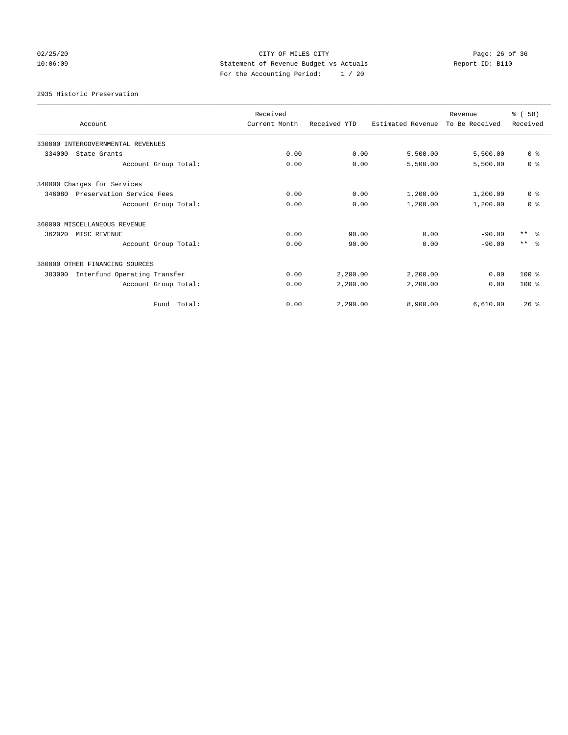CITY OF MILES CITY
Statement of Revenue Budget vs Actuals
For the Accounting Period: 1 / 20

02/25/20
10:06:09

Report ID: B110

2935 Historic Preservation

| Account | Received Current Month | Received YTD | Estimated Revenue | Revenue To Be Received | % ( 58) Received |
|---|---|---|---|---|---|
| 330000 INTERGOVERNMENTAL REVENUES | | | | | |
| 334000 State Grants | 0.00 | 0.00 | 5,500.00 | 5,500.00 | 0 % |
| Account Group Total: | 0.00 | 0.00 | 5,500.00 | 5,500.00 | 0 % |
| 340000 Charges for Services | | | | | |
| 346080 Preservation Service Fees | 0.00 | 0.00 | 1,200.00 | 1,200.00 | 0 % |
| Account Group Total: | 0.00 | 0.00 | 1,200.00 | 1,200.00 | 0 % |
| 360000 MISCELLANEOUS REVENUE | | | | | |
| 362020 MISC REVENUE | 0.00 | 90.00 | 0.00 | -90.00 | ** % |
| Account Group Total: | 0.00 | 90.00 | 0.00 | -90.00 | ** % |
| 380000 OTHER FINANCING SOURCES | | | | | |
| 383000 Interfund Operating Transfer | 0.00 | 2,200.00 | 2,200.00 | 0.00 | 100 % |
| Account Group Total: | 0.00 | 2,200.00 | 2,200.00 | 0.00 | 100 % |
| Fund Total: | 0.00 | 2,290.00 | 8,900.00 | 6,610.00 | 26 % |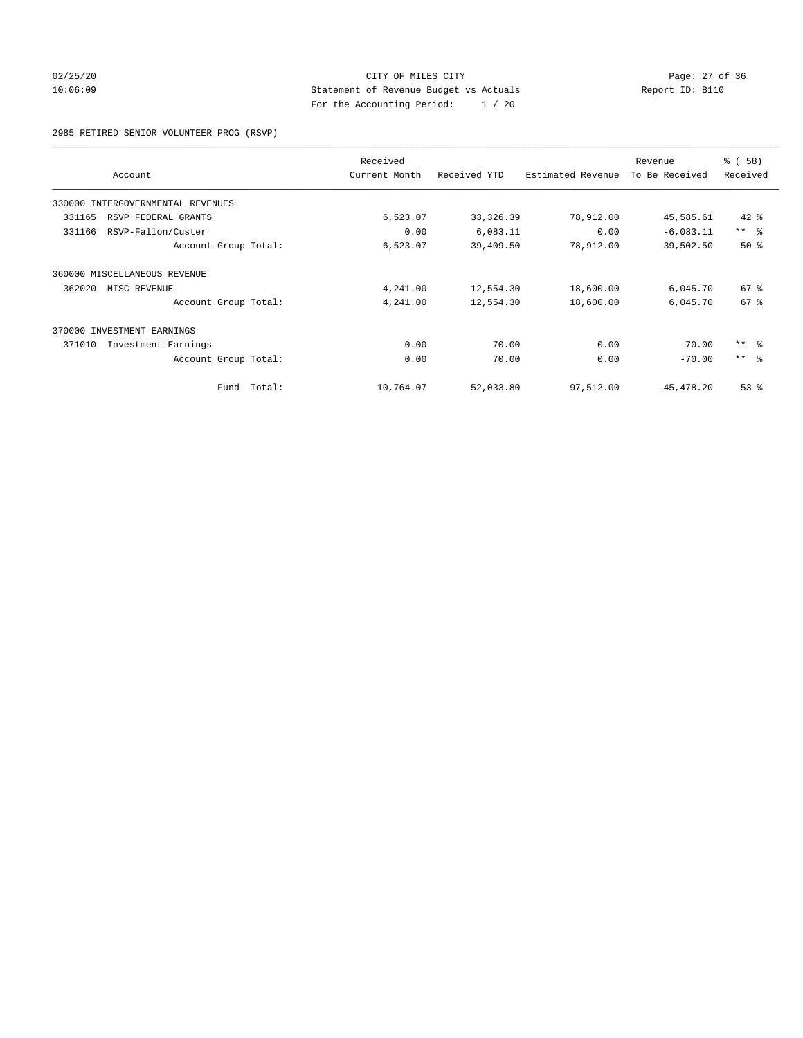CITY OF MILES CITY
Statement of Revenue Budget vs Actuals
For the Accounting Period: 1 / 20

Report ID: B110

2985 RETIRED SENIOR VOLUNTEER PROG (RSVP)

| Account | Received Current Month | Received YTD | Estimated Revenue | Revenue To Be Received | % ( 58) Received |
|---|---|---|---|---|---|
| 330000 INTERGOVERNMENTAL REVENUES | | | | | |
| 331165 RSVP FEDERAL GRANTS | 6,523.07 | 33,326.39 | 78,912.00 | 45,585.61 | 42 % |
| 331166 RSVP-Fallon/Custer | 0.00 | 6,083.11 | 0.00 | -6,083.11 | ** % |
| Account Group Total: | 6,523.07 | 39,409.50 | 78,912.00 | 39,502.50 | 50 % |
| 360000 MISCELLANEOUS REVENUE | | | | | |
| 362020 MISC REVENUE | 4,241.00 | 12,554.30 | 18,600.00 | 6,045.70 | 67 % |
| Account Group Total: | 4,241.00 | 12,554.30 | 18,600.00 | 6,045.70 | 67 % |
| 370000 INVESTMENT EARNINGS | | | | | |
| 371010 Investment Earnings | 0.00 | 70.00 | 0.00 | -70.00 | ** % |
| Account Group Total: | 0.00 | 70.00 | 0.00 | -70.00 | ** % |
| Fund Total: | 10,764.07 | 52,033.80 | 97,512.00 | 45,478.20 | 53 % |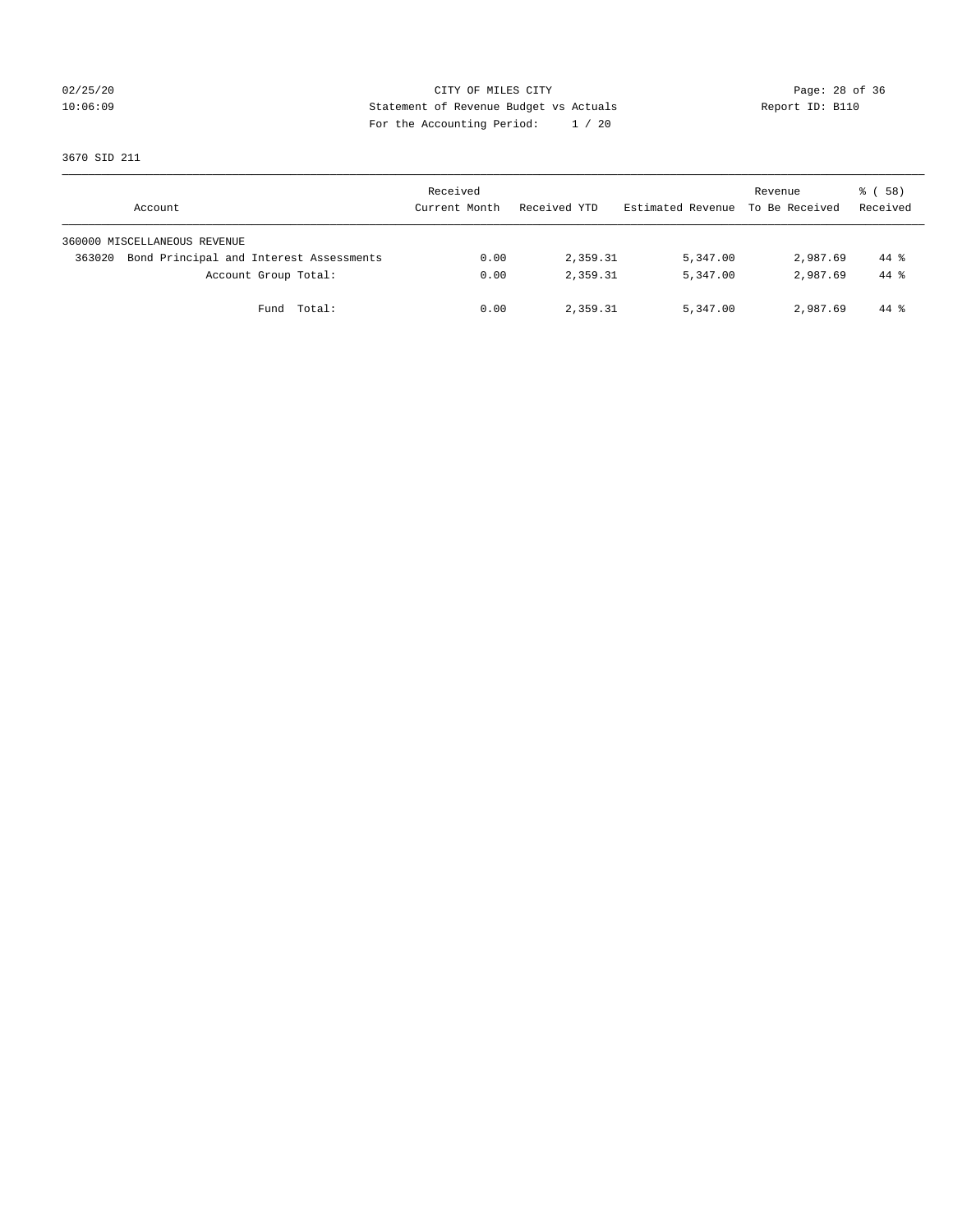CITY OF MILES CITY
Statement of Revenue Budget vs Actuals
For the Accounting Period: 1 / 20

02/25/20
10:06:09

Report ID: B110

3670 SID 211

| Account | Received Current Month | Received YTD | Estimated Revenue | Revenue To Be Received | % ( 58) Received |
|---|---|---|---|---|---|
| 360000 MISCELLANEOUS REVENUE | | | | | |
| 363020 Bond Principal and Interest Assessments | 0.00 | 2,359.31 | 5,347.00 | 2,987.69 | 44 % |
| Account Group Total: | 0.00 | 2,359.31 | 5,347.00 | 2,987.69 | 44 % |
| Fund Total: | 0.00 | 2,359.31 | 5,347.00 | 2,987.69 | 44 % |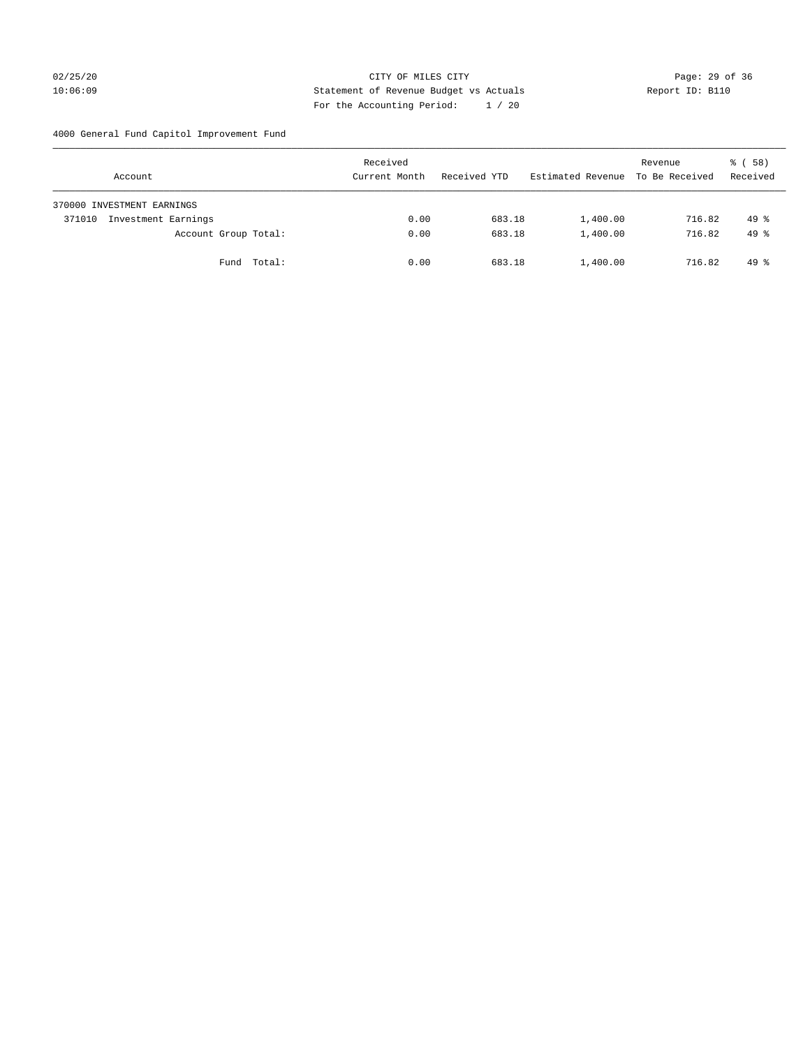CITY OF MILES CITY
Statement of Revenue Budget vs Actuals
For the Accounting Period: 1 / 20

02/25/20
10:06:09

Report ID: B110

4000 General Fund Capitol Improvement Fund

| Account | Received Current Month | Received YTD | Estimated Revenue | Revenue To Be Received | % ( 58) Received |
|---|---|---|---|---|---|
| 370000 INVESTMENT EARNINGS | | | | | |
| 371010 Investment Earnings | 0.00 | 683.18 | 1,400.00 | 716.82 | 49 % |
| Account Group Total: | 0.00 | 683.18 | 1,400.00 | 716.82 | 49 % |
| Fund Total: | 0.00 | 683.18 | 1,400.00 | 716.82 | 49 % |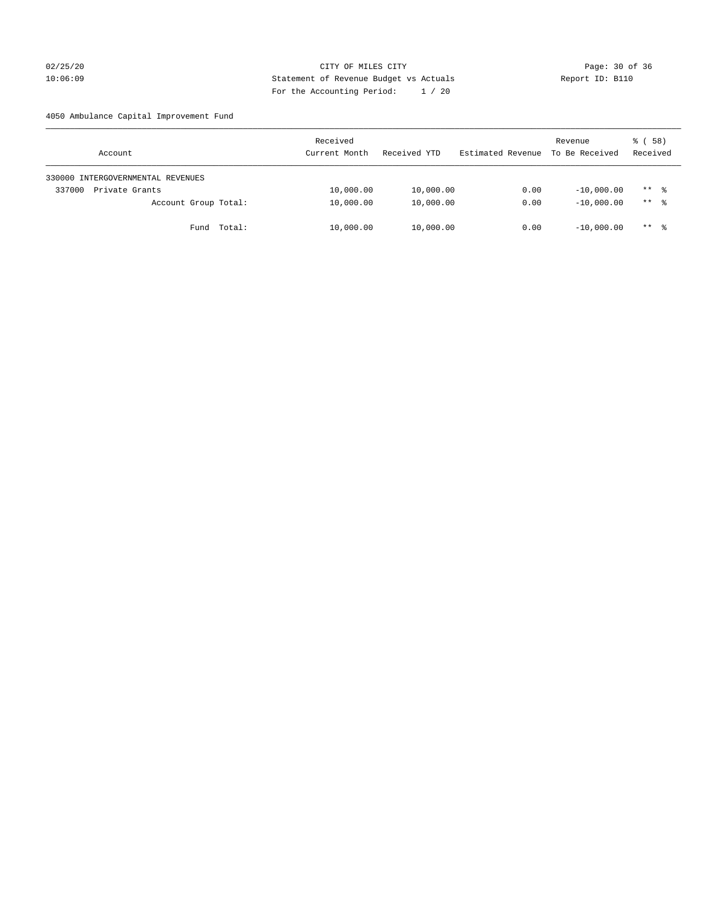CITY OF MILES CITY
Statement of Revenue Budget vs Actuals
For the Accounting Period: 1 / 20

02/25/20
10:06:09

Report ID: B110

4050 Ambulance Capital Improvement Fund

| Account | Received Current Month | Received YTD | Estimated Revenue | Revenue To Be Received | % ( 58) Received |
|---|---|---|---|---|---|
| 330000 INTERGOVERNMENTAL REVENUES | | | | | |
| 337000 Private Grants | 10,000.00 | 10,000.00 | 0.00 | -10,000.00 | ** % |
| Account Group Total: | 10,000.00 | 10,000.00 | 0.00 | -10,000.00 | ** % |
| Fund Total: | 10,000.00 | 10,000.00 | 0.00 | -10,000.00 | ** % |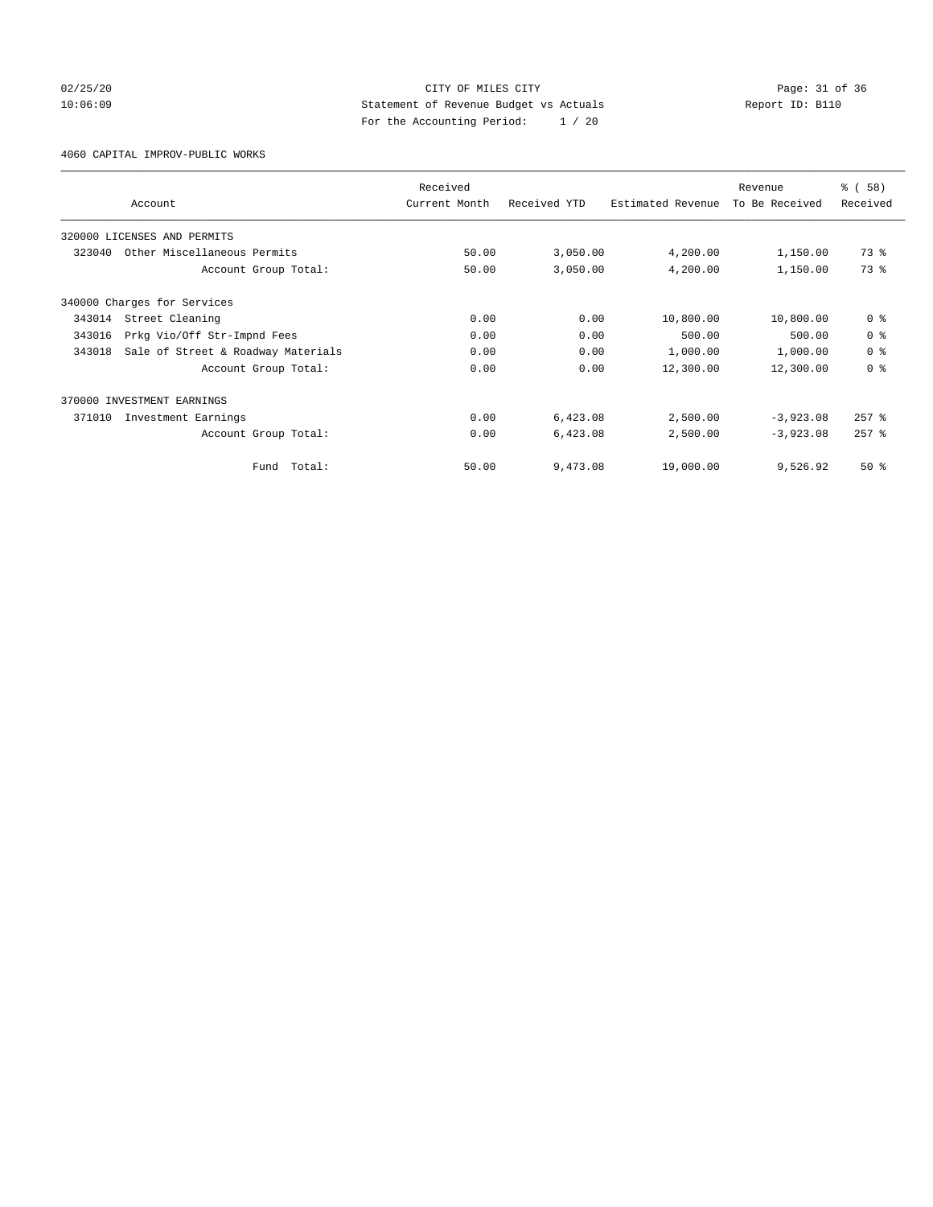CITY OF MILES CITY
Statement of Revenue Budget vs Actuals
For the Accounting Period: 1 / 20

02/25/20
10:06:09

Report ID: B110

4060 CAPITAL IMPROV-PUBLIC WORKS

| Account | Received Current Month | Received YTD | Estimated Revenue | Revenue To Be Received | % ( 58) Received |
|---|---|---|---|---|---|
| 320000 LICENSES AND PERMITS | | | | | |
| 323040 Other Miscellaneous Permits | 50.00 | 3,050.00 | 4,200.00 | 1,150.00 | 73 % |
| Account Group Total: | 50.00 | 3,050.00 | 4,200.00 | 1,150.00 | 73 % |
| 340000 Charges for Services | | | | | |
| 343014 Street Cleaning | 0.00 | 0.00 | 10,800.00 | 10,800.00 | 0 % |
| 343016 Prkg Vio/Off Str-Impnd Fees | 0.00 | 0.00 | 500.00 | 500.00 | 0 % |
| 343018 Sale of Street & Roadway Materials | 0.00 | 0.00 | 1,000.00 | 1,000.00 | 0 % |
| Account Group Total: | 0.00 | 0.00 | 12,300.00 | 12,300.00 | 0 % |
| 370000 INVESTMENT EARNINGS | | | | | |
| 371010 Investment Earnings | 0.00 | 6,423.08 | 2,500.00 | -3,923.08 | 257 % |
| Account Group Total: | 0.00 | 6,423.08 | 2,500.00 | -3,923.08 | 257 % |
| Fund Total: | 50.00 | 9,473.08 | 19,000.00 | 9,526.92 | 50 % |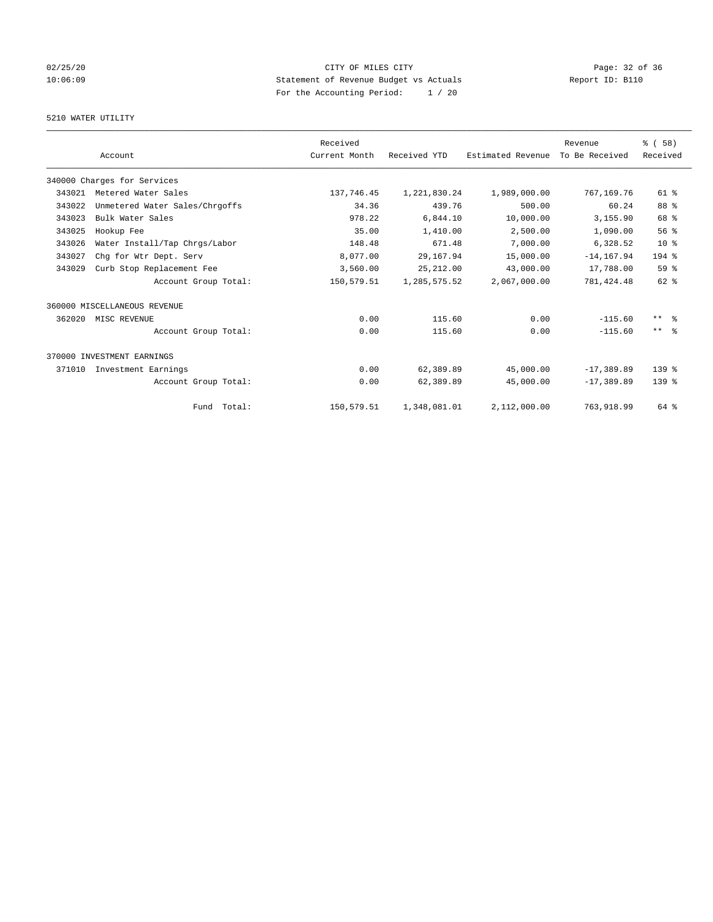CITY OF MILES CITY
Statement of Revenue Budget vs Actuals
For the Accounting Period: 1 / 20

02/25/20
10:06:09

Report ID: B110

5210 WATER UTILITY

| Account | Received Current Month | Received YTD | Estimated Revenue | Revenue To Be Received | % ( 58) Received |
|---|---|---|---|---|---|
| 340000 Charges for Services | | | | | |
| 343021 Metered Water Sales | 137,746.45 | 1,221,830.24 | 1,989,000.00 | 767,169.76 | 61 % |
| 343022 Unmetered Water Sales/Chrgoffs | 34.36 | 439.76 | 500.00 | 60.24 | 88 % |
| 343023 Bulk Water Sales | 978.22 | 6,844.10 | 10,000.00 | 3,155.90 | 68 % |
| 343025 Hookup Fee | 35.00 | 1,410.00 | 2,500.00 | 1,090.00 | 56 % |
| 343026 Water Install/Tap Chrgs/Labor | 148.48 | 671.48 | 7,000.00 | 6,328.52 | 10 % |
| 343027 Chg for Wtr Dept. Serv | 8,077.00 | 29,167.94 | 15,000.00 | -14,167.94 | 194 % |
| 343029 Curb Stop Replacement Fee | 3,560.00 | 25,212.00 | 43,000.00 | 17,788.00 | 59 % |
| Account Group Total: | 150,579.51 | 1,285,575.52 | 2,067,000.00 | 781,424.48 | 62 % |
| 360000 MISCELLANEOUS REVENUE | | | | | |
| 362020 MISC REVENUE | 0.00 | 115.60 | 0.00 | -115.60 | ** % |
| Account Group Total: | 0.00 | 115.60 | 0.00 | -115.60 | ** % |
| 370000 INVESTMENT EARNINGS | | | | | |
| 371010 Investment Earnings | 0.00 | 62,389.89 | 45,000.00 | -17,389.89 | 139 % |
| Account Group Total: | 0.00 | 62,389.89 | 45,000.00 | -17,389.89 | 139 % |
| Fund Total: | 150,579.51 | 1,348,081.01 | 2,112,000.00 | 763,918.99 | 64 % |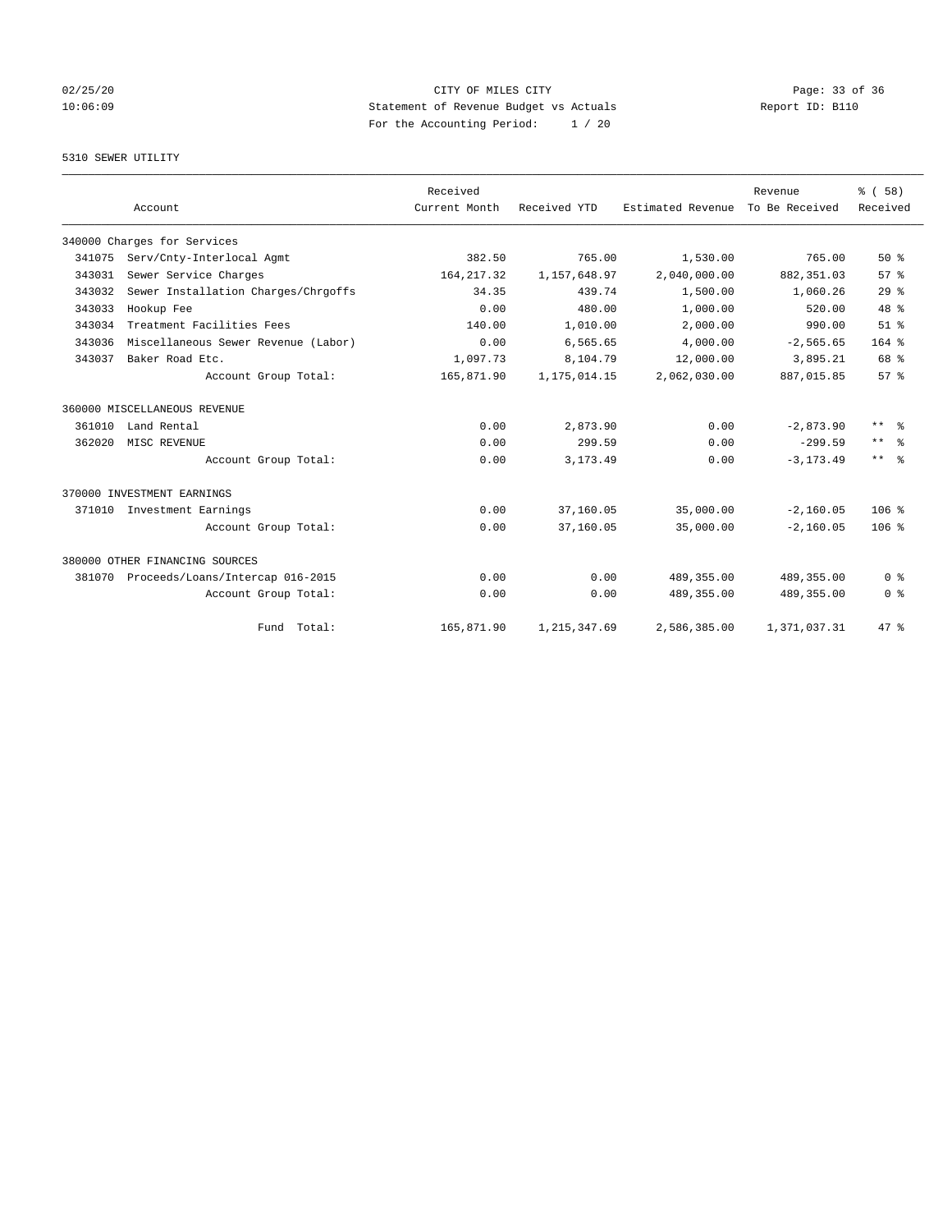CITY OF MILES CITY
Statement of Revenue Budget vs Actuals
For the Accounting Period: 1 / 20

02/25/20
10:06:09

Report ID: B110

5310 SEWER UTILITY

| Account | | Received Current Month | Received YTD | Estimated Revenue | Revenue To Be Received | % ( 58) Received |
|---|---|---|---|---|---|---|
| 340000 Charges for Services | | | | | | |
| 341075 | Serv/Cnty-Interlocal Agmt | 382.50 | 765.00 | 1,530.00 | 765.00 | 50 % |
| 343031 | Sewer Service Charges | 164,217.32 | 1,157,648.97 | 2,040,000.00 | 882,351.03 | 57 % |
| 343032 | Sewer Installation Charges/Chrgoffs | 34.35 | 439.74 | 1,500.00 | 1,060.26 | 29 % |
| 343033 | Hookup Fee | 0.00 | 480.00 | 1,000.00 | 520.00 | 48 % |
| 343034 | Treatment Facilities Fees | 140.00 | 1,010.00 | 2,000.00 | 990.00 | 51 % |
| 343036 | Miscellaneous Sewer Revenue (Labor) | 0.00 | 6,565.65 | 4,000.00 | -2,565.65 | 164 % |
| 343037 | Baker Road Etc. | 1,097.73 | 8,104.79 | 12,000.00 | 3,895.21 | 68 % |
| | Account Group Total: | 165,871.90 | 1,175,014.15 | 2,062,030.00 | 887,015.85 | 57 % |
| 360000 MISCELLANEOUS REVENUE | | | | | | |
| 361010 | Land Rental | 0.00 | 2,873.90 | 0.00 | -2,873.90 | ** % |
| 362020 | MISC REVENUE | 0.00 | 299.59 | 0.00 | -299.59 | ** % |
| | Account Group Total: | 0.00 | 3,173.49 | 0.00 | -3,173.49 | ** % |
| 370000 INVESTMENT EARNINGS | | | | | | |
| 371010 | Investment Earnings | 0.00 | 37,160.05 | 35,000.00 | -2,160.05 | 106 % |
| | Account Group Total: | 0.00 | 37,160.05 | 35,000.00 | -2,160.05 | 106 % |
| 380000 OTHER FINANCING SOURCES | | | | | | |
| 381070 | Proceeds/Loans/Intercap 016-2015 | 0.00 | 0.00 | 489,355.00 | 489,355.00 | 0 % |
| | Account Group Total: | 0.00 | 0.00 | 489,355.00 | 489,355.00 | 0 % |
| | Fund Total: | 165,871.90 | 1,215,347.69 | 2,586,385.00 | 1,371,037.31 | 47 % |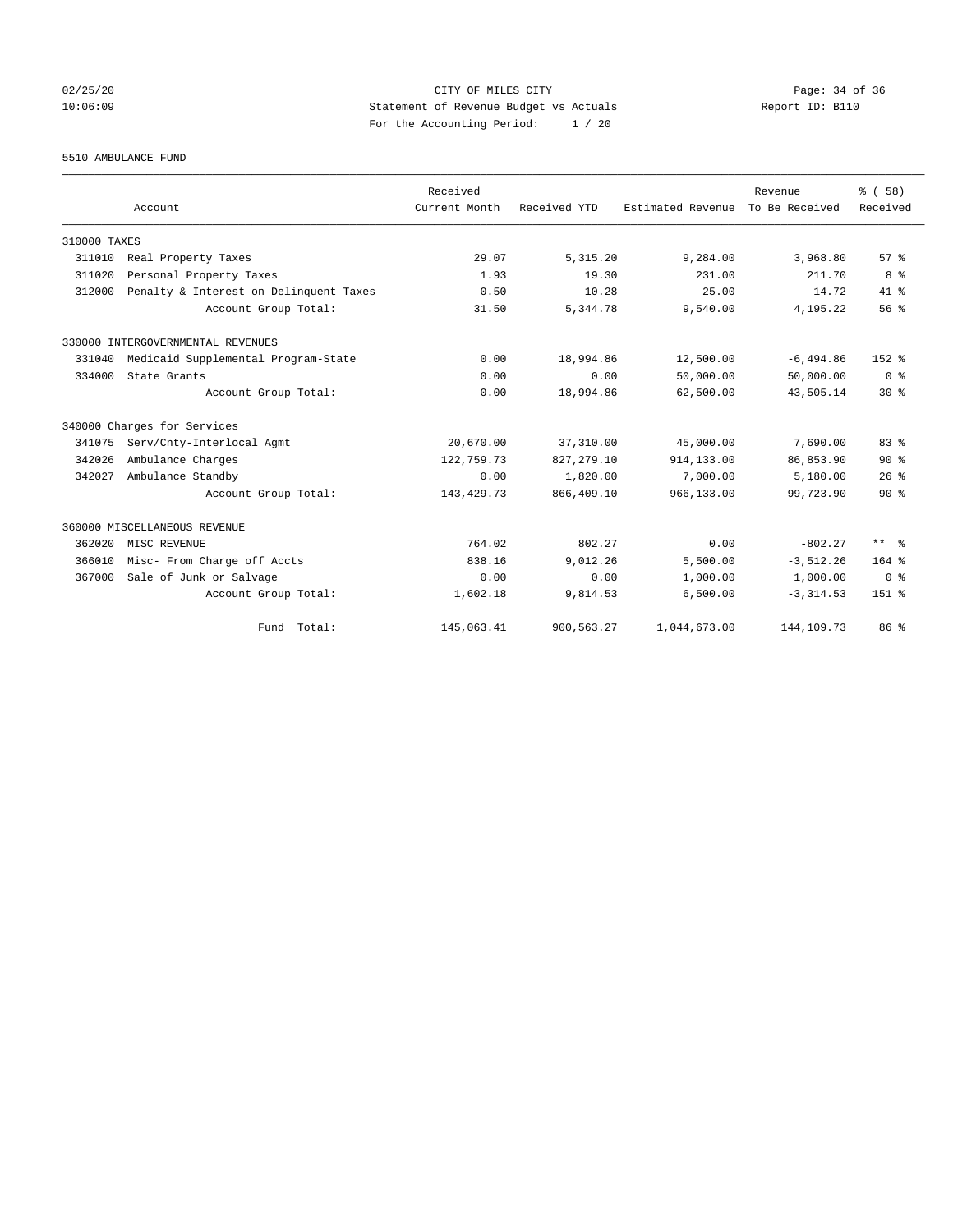CITY OF MILES CITY
Statement of Revenue Budget vs Actuals
For the Accounting Period: 1 / 20

02/25/20
10:06:09

Report ID: B110

5510 AMBULANCE FUND

| Account | | Received Current Month | Received YTD | Estimated Revenue | Revenue To Be Received | % ( 58) Received |
|---|---|---|---|---|---|---|
| 310000 TAXES | | | | | | |
| 311010 | Real Property Taxes | 29.07 | 5,315.20 | 9,284.00 | 3,968.80 | 57 % |
| 311020 | Personal Property Taxes | 1.93 | 19.30 | 231.00 | 211.70 | 8 % |
| 312000 | Penalty & Interest on Delinquent Taxes | 0.50 | 10.28 | 25.00 | 14.72 | 41 % |
| | Account Group Total: | 31.50 | 5,344.78 | 9,540.00 | 4,195.22 | 56 % |
| 330000 INTERGOVERNMENTAL REVENUES | | | | | | |
| 331040 | Medicaid Supplemental Program-State | 0.00 | 18,994.86 | 12,500.00 | -6,494.86 | 152 % |
| 334000 | State Grants | 0.00 | 0.00 | 50,000.00 | 50,000.00 | 0 % |
| | Account Group Total: | 0.00 | 18,994.86 | 62,500.00 | 43,505.14 | 30 % |
| 340000 Charges for Services | | | | | | |
| 341075 | Serv/Cnty-Interlocal Agmt | 20,670.00 | 37,310.00 | 45,000.00 | 7,690.00 | 83 % |
| 342026 | Ambulance Charges | 122,759.73 | 827,279.10 | 914,133.00 | 86,853.90 | 90 % |
| 342027 | Ambulance Standby | 0.00 | 1,820.00 | 7,000.00 | 5,180.00 | 26 % |
| | Account Group Total: | 143,429.73 | 866,409.10 | 966,133.00 | 99,723.90 | 90 % |
| 360000 MISCELLANEOUS REVENUE | | | | | | |
| 362020 | MISC REVENUE | 764.02 | 802.27 | 0.00 | -802.27 | ** % |
| 366010 | Misc- From Charge off Accts | 838.16 | 9,012.26 | 5,500.00 | -3,512.26 | 164 % |
| 367000 | Sale of Junk or Salvage | 0.00 | 0.00 | 1,000.00 | 1,000.00 | 0 % |
| | Account Group Total: | 1,602.18 | 9,814.53 | 6,500.00 | -3,314.53 | 151 % |
| | Fund Total: | 145,063.41 | 900,563.27 | 1,044,673.00 | 144,109.73 | 86 % |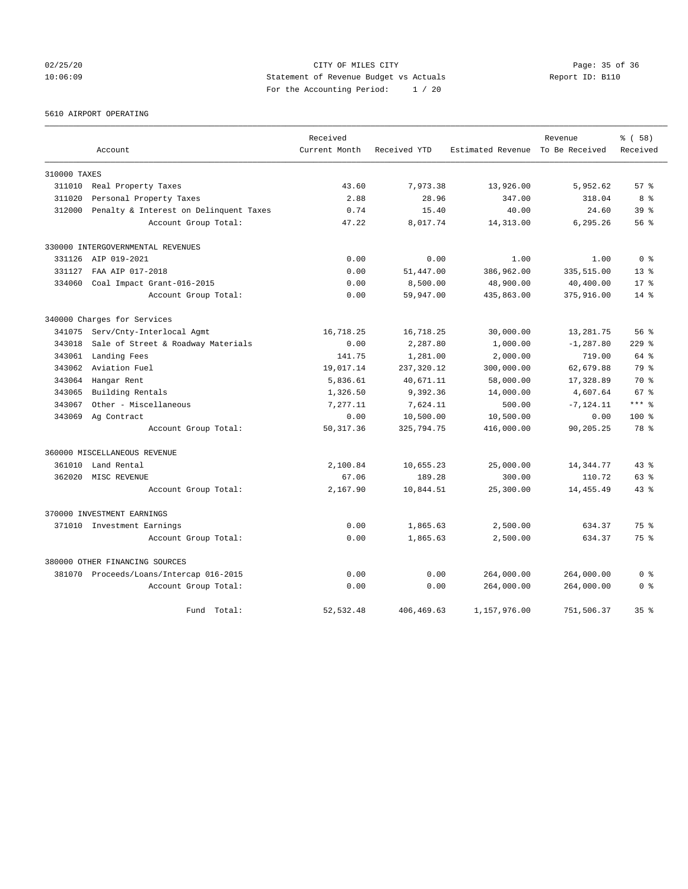CITY OF MILES CITY
Statement of Revenue Budget vs Actuals
For the Accounting Period: 1 / 20

02/25/20
10:06:09

Report ID: B110

5610 AIRPORT OPERATING

| Account | Received Current Month | Received YTD | Estimated Revenue | Revenue To Be Received | % ( 58) Received |
|---|---|---|---|---|---|
| **310000 TAXES** | | | | | |
| 311010 Real Property Taxes | 43.60 | 7,973.38 | 13,926.00 | 5,952.62 | 57 % |
| 311020 Personal Property Taxes | 2.88 | 28.96 | 347.00 | 318.04 | 8 % |
| 312000 Penalty & Interest on Delinquent Taxes | 0.74 | 15.40 | 40.00 | 24.60 | 39 % |
| Account Group Total: | 47.22 | 8,017.74 | 14,313.00 | 6,295.26 | 56 % |
| **330000 INTERGOVERNMENTAL REVENUES** | | | | | |
| 331126 AIP 019-2021 | 0.00 | 0.00 | 1.00 | 1.00 | 0 % |
| 331127 FAA AIP 017-2018 | 0.00 | 51,447.00 | 386,962.00 | 335,515.00 | 13 % |
| 334060 Coal Impact Grant-016-2015 | 0.00 | 8,500.00 | 48,900.00 | 40,400.00 | 17 % |
| Account Group Total: | 0.00 | 59,947.00 | 435,863.00 | 375,916.00 | 14 % |
| **340000 Charges for Services** | | | | | |
| 341075 Serv/Cnty-Interlocal Agmt | 16,718.25 | 16,718.25 | 30,000.00 | 13,281.75 | 56 % |
| 343018 Sale of Street & Roadway Materials | 0.00 | 2,287.80 | 1,000.00 | -1,287.80 | 229 % |
| 343061 Landing Fees | 141.75 | 1,281.00 | 2,000.00 | 719.00 | 64 % |
| 343062 Aviation Fuel | 19,017.14 | 237,320.12 | 300,000.00 | 62,679.88 | 79 % |
| 343064 Hangar Rent | 5,836.61 | 40,671.11 | 58,000.00 | 17,328.89 | 70 % |
| 343065 Building Rentals | 1,326.50 | 9,392.36 | 14,000.00 | 4,607.64 | 67 % |
| 343067 Other - Miscellaneous | 7,277.11 | 7,624.11 | 500.00 | -7,124.11 | *** % |
| 343069 Ag Contract | 0.00 | 10,500.00 | 10,500.00 | 0.00 | 100 % |
| Account Group Total: | 50,317.36 | 325,794.75 | 416,000.00 | 90,205.25 | 78 % |
| **360000 MISCELLANEOUS REVENUE** | | | | | |
| 361010 Land Rental | 2,100.84 | 10,655.23 | 25,000.00 | 14,344.77 | 43 % |
| 362020 MISC REVENUE | 67.06 | 189.28 | 300.00 | 110.72 | 63 % |
| Account Group Total: | 2,167.90 | 10,844.51 | 25,300.00 | 14,455.49 | 43 % |
| **370000 INVESTMENT EARNINGS** | | | | | |
| 371010 Investment Earnings | 0.00 | 1,865.63 | 2,500.00 | 634.37 | 75 % |
| Account Group Total: | 0.00 | 1,865.63 | 2,500.00 | 634.37 | 75 % |
| **380000 OTHER FINANCING SOURCES** | | | | | |
| 381070 Proceeds/Loans/Intercap 016-2015 | 0.00 | 0.00 | 264,000.00 | 264,000.00 | 0 % |
| Account Group Total: | 0.00 | 0.00 | 264,000.00 | 264,000.00 | 0 % |
| Fund Total: | 52,532.48 | 406,469.63 | 1,157,976.00 | 751,506.37 | 35 % |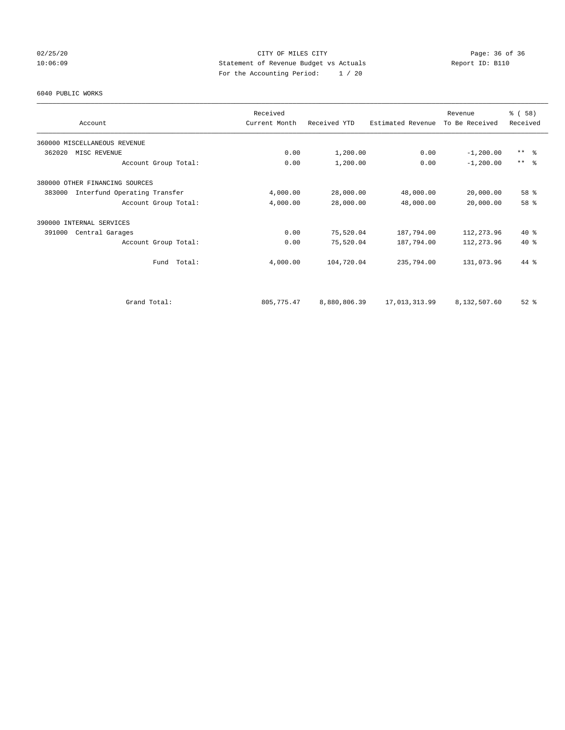CITY OF MILES CITY
Statement of Revenue Budget vs Actuals
For the Accounting Period: 1 / 20

02/25/20
10:06:09

Report ID: B110

6040 PUBLIC WORKS

| Account | Received Current Month | Received YTD | Estimated Revenue | Revenue To Be Received | % ( 58) Received |
|---|---|---|---|---|---|
| 360000 MISCELLANEOUS REVENUE | | | | | |
| 362020 MISC REVENUE | 0.00 | 1,200.00 | 0.00 | -1,200.00 | ** % |
| Account Group Total: | 0.00 | 1,200.00 | 0.00 | -1,200.00 | ** % |
| 380000 OTHER FINANCING SOURCES | | | | | |
| 383000 Interfund Operating Transfer | 4,000.00 | 28,000.00 | 48,000.00 | 20,000.00 | 58 % |
| Account Group Total: | 4,000.00 | 28,000.00 | 48,000.00 | 20,000.00 | 58 % |
| 390000 INTERNAL SERVICES | | | | | |
| 391000 Central Garages | 0.00 | 75,520.04 | 187,794.00 | 112,273.96 | 40 % |
| Account Group Total: | 0.00 | 75,520.04 | 187,794.00 | 112,273.96 | 40 % |
| Fund Total: | 4,000.00 | 104,720.04 | 235,794.00 | 131,073.96 | 44 % |
| Grand Total: | 805,775.47 | 8,880,806.39 | 17,013,313.99 | 8,132,507.60 | 52 % |